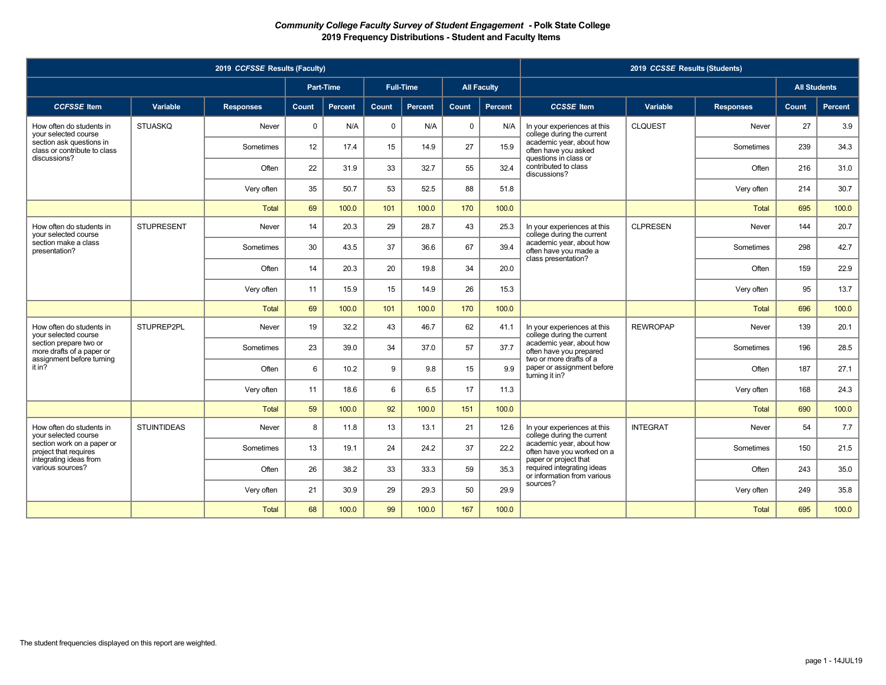***Community College Faculty Survey of Student Engagement*  - Polk State College**
**2019 Frequency Distributions - Student and Faculty Items**

| 2019 *CCFSSE* Results (Faculty) | | | | | | | | | 2019 *CCSSE* Results (Students) | | | | |
|---|---|---|---|---|---|---|---|---|---|---|---|---|---|
| | | | Part-Time | | Full-Time | | All Faculty | | | | | All Students | |
| *CCFSSE* Item | Variable | Responses | Count | Percent | Count | Percent | Count | Percent | *CCSSE* Item | Variable | Responses | Count | Percent |
| How often do students in your selected course section ask questions in class or contribute to class discussions? | STUASKQ | Never | 0 | N/A | 0 | N/A | 0 | N/A | In your experiences at this college during the current academic year, about how often have you asked questions in class or contributed to class discussions? | CLQUEST | Never | 27 | 3.9 |
| | | Sometimes | 12 | 17.4 | 15 | 14.9 | 27 | 15.9 | | | Sometimes | 239 | 34.3 |
| | | Often | 22 | 31.9 | 33 | 32.7 | 55 | 32.4 | | | Often | 216 | 31.0 |
| | | Very often | 35 | 50.7 | 53 | 52.5 | 88 | 51.8 | | | Very often | 214 | 30.7 |
| | | Total | 69 | 100.0 | 101 | 100.0 | 170 | 100.0 | | | Total | 695 | 100.0 |
| How often do students in your selected course section make a class presentation? | STUPRESENT | Never | 14 | 20.3 | 29 | 28.7 | 43 | 25.3 | In your experiences at this college during the current academic year, about how often have you made a class presentation? | CLPRESEN | Never | 144 | 20.7 |
| | | Sometimes | 30 | 43.5 | 37 | 36.6 | 67 | 39.4 | | | Sometimes | 298 | 42.7 |
| | | Often | 14 | 20.3 | 20 | 19.8 | 34 | 20.0 | | | Often | 159 | 22.9 |
| | | Very often | 11 | 15.9 | 15 | 14.9 | 26 | 15.3 | | | Very often | 95 | 13.7 |
| | | Total | 69 | 100.0 | 101 | 100.0 | 170 | 100.0 | | | Total | 696 | 100.0 |
| How often do students in your selected course section prepare two or more drafts of a paper or assignment before turning it in? | STUPREP2PL | Never | 19 | 32.2 | 43 | 46.7 | 62 | 41.1 | In your experiences at this college during the current academic year, about how often have you prepared two or more drafts of a paper or assignment before turning it in? | REWROPAP | Never | 139 | 20.1 |
| | | Sometimes | 23 | 39.0 | 34 | 37.0 | 57 | 37.7 | | | Sometimes | 196 | 28.5 |
| | | Often | 6 | 10.2 | 9 | 9.8 | 15 | 9.9 | | | Often | 187 | 27.1 |
| | | Very often | 11 | 18.6 | 6 | 6.5 | 17 | 11.3 | | | Very often | 168 | 24.3 |
| | | Total | 59 | 100.0 | 92 | 100.0 | 151 | 100.0 | | | Total | 690 | 100.0 |
| How often do students in your selected course section work on a paper or project that requires integrating ideas from various sources? | STUINTIDEAS | Never | 8 | 11.8 | 13 | 13.1 | 21 | 12.6 | In your experiences at this college during the current academic year, about how often have you worked on a paper or project that required integrating ideas or information from various sources? | INTEGRAT | Never | 54 | 7.7 |
| | | Sometimes | 13 | 19.1 | 24 | 24.2 | 37 | 22.2 | | | Sometimes | 150 | 21.5 |
| | | Often | 26 | 38.2 | 33 | 33.3 | 59 | 35.3 | | | Often | 243 | 35.0 |
| | | Very often | 21 | 30.9 | 29 | 29.3 | 50 | 29.9 | | | Very often | 249 | 35.8 |
| | | Total | 68 | 100.0 | 99 | 100.0 | 167 | 100.0 | | | Total | 695 | 100.0 |

The student frequencies displayed on this report are weighted.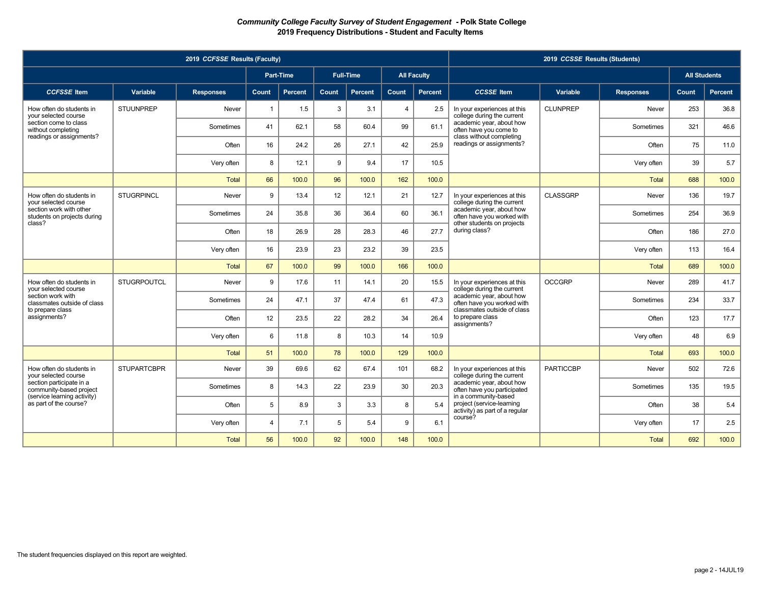# *Community College Faculty Survey of Student Engagement* - Polk State College

## 2019 Frequency Distributions - Student and Faculty Items

| 2019 *CCFSSE* Results (Faculty) | | | | | | | | | 2019 *CCSSE* Results (Students) | | | | |
|---|---|---|---|---|---|---|---|---|---|---|---|---|---|
| | | | Part-Time | | Full-Time | | All Faculty | | | | | All Students | |
| ***CCFSSE* Item** | **Variable** | **Responses** | **Count** | **Percent** | **Count** | **Percent** | **Count** | **Percent** | ***CCSSE* Item** | **Variable** | **Responses** | **Count** | **Percent** |
| How often do students in your selected course section come to class without completing readings or assignments? | STUUNPREP | Never | 1 | 1.5 | 3 | 3.1 | 4 | 2.5 | In your experiences at this college during the current academic year, about how often have you come to class without completing readings or assignments? | CLUNPREP | Never | 253 | 36.8 |
| | | Sometimes | 41 | 62.1 | 58 | 60.4 | 99 | 61.1 | | | Sometimes | 321 | 46.6 |
| | | Often | 16 | 24.2 | 26 | 27.1 | 42 | 25.9 | | | Often | 75 | 11.0 |
| | | Very often | 8 | 12.1 | 9 | 9.4 | 17 | 10.5 | | | Very often | 39 | 5.7 |
| | | Total | 66 | 100.0 | 96 | 100.0 | 162 | 100.0 | | | Total | 688 | 100.0 |
| How often do students in your selected course section work with other students on projects during class? | STUGRPINCL | Never | 9 | 13.4 | 12 | 12.1 | 21 | 12.7 | In your experiences at this college during the current academic year, about how often have you worked with other students on projects during class? | CLASSGRP | Never | 136 | 19.7 |
| | | Sometimes | 24 | 35.8 | 36 | 36.4 | 60 | 36.1 | | | Sometimes | 254 | 36.9 |
| | | Often | 18 | 26.9 | 28 | 28.3 | 46 | 27.7 | | | Often | 186 | 27.0 |
| | | Very often | 16 | 23.9 | 23 | 23.2 | 39 | 23.5 | | | Very often | 113 | 16.4 |
| | | Total | 67 | 100.0 | 99 | 100.0 | 166 | 100.0 | | | Total | 689 | 100.0 |
| How often do students in your selected course section work with classmates outside of class to prepare class assignments? | STUGRPOUTCL | Never | 9 | 17.6 | 11 | 14.1 | 20 | 15.5 | In your experiences at this college during the current academic year, about how often have you worked with classmates outside of class to prepare class assignments? | OCCGRP | Never | 289 | 41.7 |
| | | Sometimes | 24 | 47.1 | 37 | 47.4 | 61 | 47.3 | | | Sometimes | 234 | 33.7 |
| | | Often | 12 | 23.5 | 22 | 28.2 | 34 | 26.4 | | | Often | 123 | 17.7 |
| | | Very often | 6 | 11.8 | 8 | 10.3 | 14 | 10.9 | | | Very often | 48 | 6.9 |
| | | Total | 51 | 100.0 | 78 | 100.0 | 129 | 100.0 | | | Total | 693 | 100.0 |
| How often do students in your selected course section participate in a community-based project (service learning activity) as part of the course? | STUPARTCBPR | Never | 39 | 69.6 | 62 | 67.4 | 101 | 68.2 | In your experiences at this college during the current academic year, about how often have you participated in a community-based project (service-learning activity) as part of a regular course? | PARTICCBP | Never | 502 | 72.6 |
| | | Sometimes | 8 | 14.3 | 22 | 23.9 | 30 | 20.3 | | | Sometimes | 135 | 19.5 |
| | | Often | 5 | 8.9 | 3 | 3.3 | 8 | 5.4 | | | Often | 38 | 5.4 |
| | | Very often | 4 | 7.1 | 5 | 5.4 | 9 | 6.1 | | | Very often | 17 | 2.5 |
| | | Total | 56 | 100.0 | 92 | 100.0 | 148 | 100.0 | | | Total | 692 | 100.0 |

The student frequencies displayed on this report are weighted.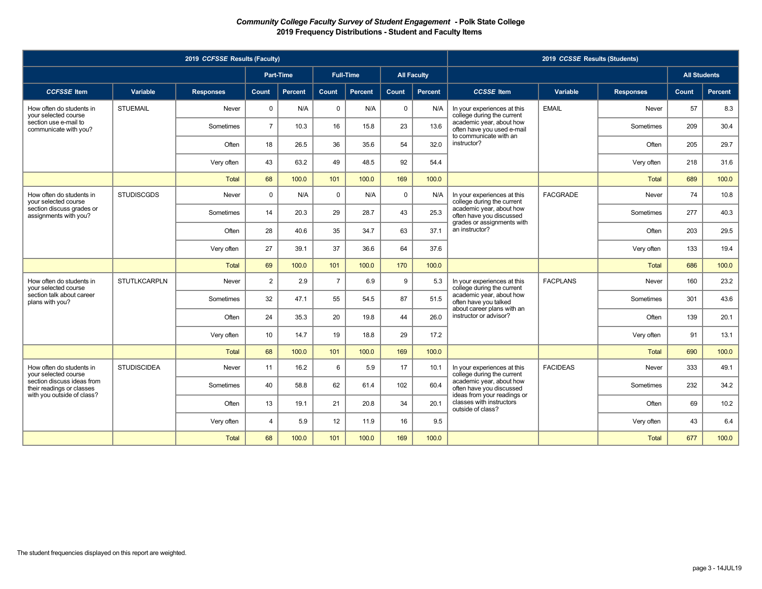***Community College Faculty Survey of Student Engagement* - Polk State College**
**2019 Frequency Distributions - Student and Faculty Items**

| 2019 *CCFSSE* Results (Faculty) | | | | | | | | | 2019 *CCSSE* Results (Students) | | | | |
|---|---|---|---|---|---|---|---|---|---|---|---|---|---|
| | | | Part-Time | | Full-Time | | All Faculty | | | | | All Students | |
| ***CCFSSE* Item** | **Variable** | **Responses** | **Count** | **Percent** | **Count** | **Percent** | **Count** | **Percent** | ***CCSSE* Item** | **Variable** | **Responses** | **Count** | **Percent** |
| How often do students in your selected course section use e-mail to communicate with you? | STUEMAIL | Never | 0 | N/A | 0 | N/A | 0 | N/A | In your experiences at this college during the current academic year, about how often have you used e-mail to communicate with an instructor? | EMAIL | Never | 57 | 8.3 |
| | | Sometimes | 7 | 10.3 | 16 | 15.8 | 23 | 13.6 | | | Sometimes | 209 | 30.4 |
| | | Often | 18 | 26.5 | 36 | 35.6 | 54 | 32.0 | | | Often | 205 | 29.7 |
| | | Very often | 43 | 63.2 | 49 | 48.5 | 92 | 54.4 | | | Very often | 218 | 31.6 |
| | | Total | 68 | 100.0 | 101 | 100.0 | 169 | 100.0 | | | Total | 689 | 100.0 |
| How often do students in your selected course section discuss grades or assignments with you? | STUDISCGDS | Never | 0 | N/A | 0 | N/A | 0 | N/A | In your experiences at this college during the current academic year, about how often have you discussed grades or assignments with an instructor? | FACGRADE | Never | 74 | 10.8 |
| | | Sometimes | 14 | 20.3 | 29 | 28.7 | 43 | 25.3 | | | Sometimes | 277 | 40.3 |
| | | Often | 28 | 40.6 | 35 | 34.7 | 63 | 37.1 | | | Often | 203 | 29.5 |
| | | Very often | 27 | 39.1 | 37 | 36.6 | 64 | 37.6 | | | Very often | 133 | 19.4 |
| | | Total | 69 | 100.0 | 101 | 100.0 | 170 | 100.0 | | | Total | 686 | 100.0 |
| How often do students in your selected course section talk about career plans with you? | STUTLKCARPLN | Never | 2 | 2.9 | 7 | 6.9 | 9 | 5.3 | In your experiences at this college during the current academic year, about how often have you talked about career plans with an instructor or advisor? | FACPLANS | Never | 160 | 23.2 |
| | | Sometimes | 32 | 47.1 | 55 | 54.5 | 87 | 51.5 | | | Sometimes | 301 | 43.6 |
| | | Often | 24 | 35.3 | 20 | 19.8 | 44 | 26.0 | | | Often | 139 | 20.1 |
| | | Very often | 10 | 14.7 | 19 | 18.8 | 29 | 17.2 | | | Very often | 91 | 13.1 |
| | | Total | 68 | 100.0 | 101 | 100.0 | 169 | 100.0 | | | Total | 690 | 100.0 |
| How often do students in your selected course section discuss ideas from their readings or classes with you outside of class? | STUDISCIDEA | Never | 11 | 16.2 | 6 | 5.9 | 17 | 10.1 | In your experiences at this college during the current academic year, about how often have you discussed ideas from your readings or classes with instructors outside of class? | FACIDEAS | Never | 333 | 49.1 |
| | | Sometimes | 40 | 58.8 | 62 | 61.4 | 102 | 60.4 | | | Sometimes | 232 | 34.2 |
| | | Often | 13 | 19.1 | 21 | 20.8 | 34 | 20.1 | | | Often | 69 | 10.2 |
| | | Very often | 4 | 5.9 | 12 | 11.9 | 16 | 9.5 | | | Very often | 43 | 6.4 |
| | | Total | 68 | 100.0 | 101 | 100.0 | 169 | 100.0 | | | Total | 677 | 100.0 |

The student frequencies displayed on this report are weighted.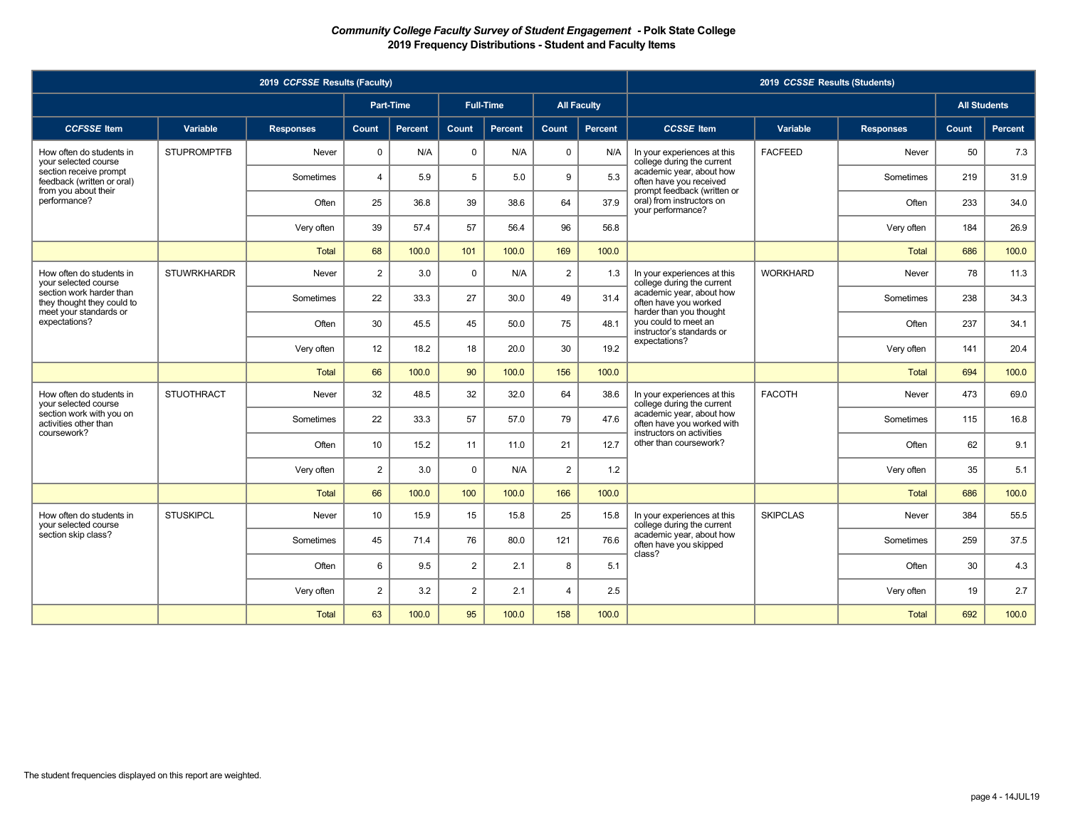## *Community College Faculty Survey of Student Engagement* - Polk State College
## 2019 Frequency Distributions - Student and Faculty Items

| 2019 *CCFSSE* Results (Faculty) | | | | | | | | | 2019 *CCSSE* Results (Students) | | | | |
|---|---|---|---|---|---|---|---|---|---|---|---|---|---|
| | | | Part-Time | | Full-Time | | All Faculty | | | | | All Students | |
| ***CCFSSE* Item** | **Variable** | **Responses** | **Count** | **Percent** | **Count** | **Percent** | **Count** | **Percent** | ***CCSSE* Item** | **Variable** | **Responses** | **Count** | **Percent** |
| How often do students in your selected course section receive prompt feedback (written or oral) from you about their performance? | STUPROMPTFB | Never | 0 | N/A | 0 | N/A | 0 | N/A | In your experiences at this college during the current academic year, about how often have you received prompt feedback (written or oral) from instructors on your performance? | FACFEED | Never | 50 | 7.3 |
| | | Sometimes | 4 | 5.9 | 5 | 5.0 | 9 | 5.3 | | | Sometimes | 219 | 31.9 |
| | | Often | 25 | 36.8 | 39 | 38.6 | 64 | 37.9 | | | Often | 233 | 34.0 |
| | | Very often | 39 | 57.4 | 57 | 56.4 | 96 | 56.8 | | | Very often | 184 | 26.9 |
| | | Total | 68 | 100.0 | 101 | 100.0 | 169 | 100.0 | | | Total | 686 | 100.0 |
| How often do students in your selected course section work harder than they thought they could to meet your standards or expectations? | STUWRKHARDR | Never | 2 | 3.0 | 0 | N/A | 2 | 1.3 | In your experiences at this college during the current academic year, about how often have you worked harder than you thought you could to meet an instructor's standards or expectations? | WORKHARD | Never | 78 | 11.3 |
| | | Sometimes | 22 | 33.3 | 27 | 30.0 | 49 | 31.4 | | | Sometimes | 238 | 34.3 |
| | | Often | 30 | 45.5 | 45 | 50.0 | 75 | 48.1 | | | Often | 237 | 34.1 |
| | | Very often | 12 | 18.2 | 18 | 20.0 | 30 | 19.2 | | | Very often | 141 | 20.4 |
| | | Total | 66 | 100.0 | 90 | 100.0 | 156 | 100.0 | | | Total | 694 | 100.0 |
| How often do students in your selected course section work with you on activities other than coursework? | STUOTHRACT | Never | 32 | 48.5 | 32 | 32.0 | 64 | 38.6 | In your experiences at this college during the current academic year, about how often have you worked with instructors on activities other than coursework? | FACOTH | Never | 473 | 69.0 |
| | | Sometimes | 22 | 33.3 | 57 | 57.0 | 79 | 47.6 | | | Sometimes | 115 | 16.8 |
| | | Often | 10 | 15.2 | 11 | 11.0 | 21 | 12.7 | | | Often | 62 | 9.1 |
| | | Very often | 2 | 3.0 | 0 | N/A | 2 | 1.2 | | | Very often | 35 | 5.1 |
| | | Total | 66 | 100.0 | 100 | 100.0 | 166 | 100.0 | | | Total | 686 | 100.0 |
| How often do students in your selected course section skip class? | STUSKIPCL | Never | 10 | 15.9 | 15 | 15.8 | 25 | 15.8 | In your experiences at this college during the current academic year, about how often have you skipped class? | SKIPCLAS | Never | 384 | 55.5 |
| | | Sometimes | 45 | 71.4 | 76 | 80.0 | 121 | 76.6 | | | Sometimes | 259 | 37.5 |
| | | Often | 6 | 9.5 | 2 | 2.1 | 8 | 5.1 | | | Often | 30 | 4.3 |
| | | Very often | 2 | 3.2 | 2 | 2.1 | 4 | 2.5 | | | Very often | 19 | 2.7 |
| | | Total | 63 | 100.0 | 95 | 100.0 | 158 | 100.0 | | | Total | 692 | 100.0 |

The student frequencies displayed on this report are weighted.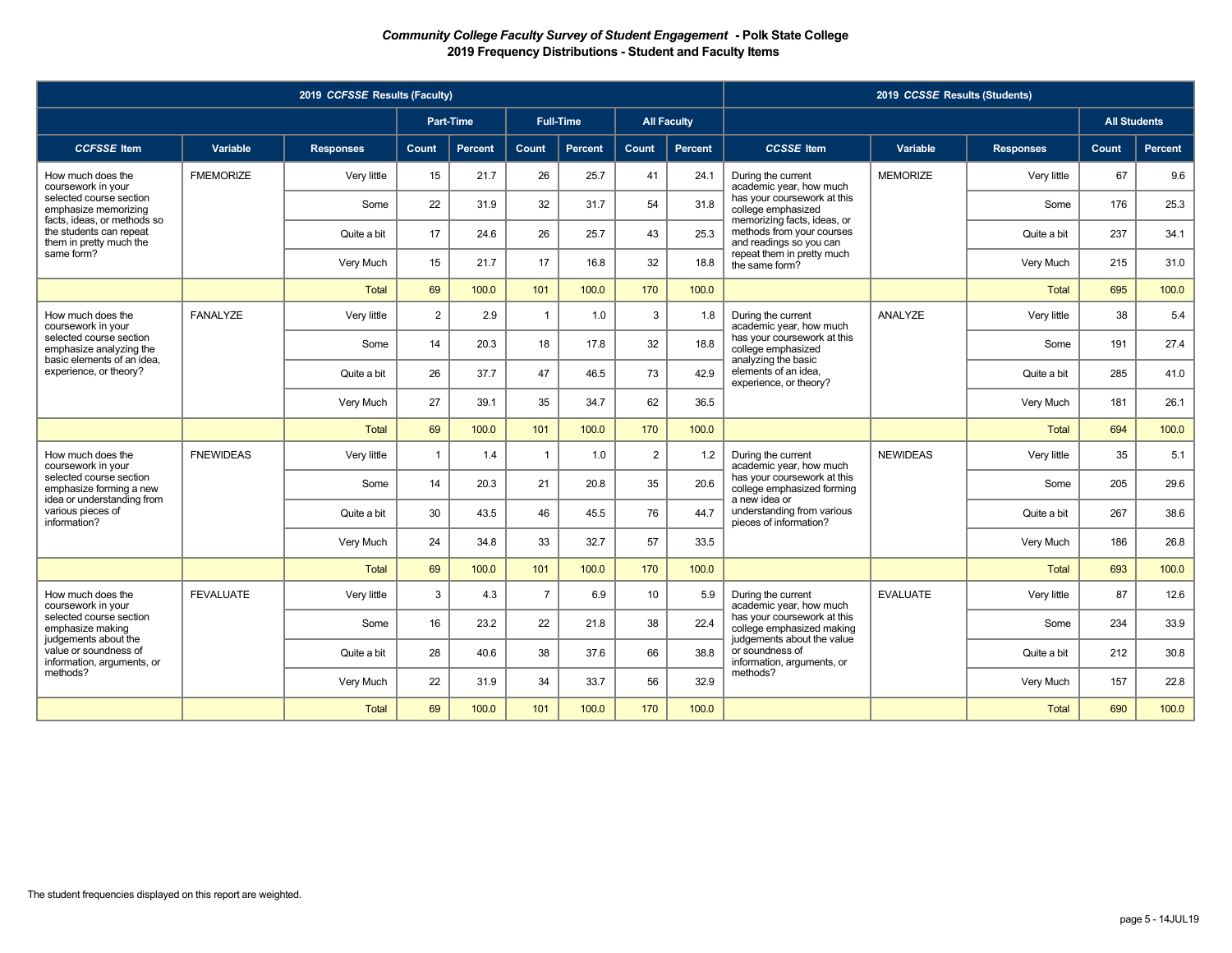*Community College Faculty Survey of Student Engagement* **- Polk State College**

**2019 Frequency Distributions - Student and Faculty Items**

| 2019 *CCFSSE* Results (Faculty) | | | | | | | | | 2019 *CCSSE* Results (Students) | | | | |
|---|---|---|---|---|---|---|---|---|---|---|---|---|---|
| | | | Part-Time | | Full-Time | | All Faculty | | | | | All Students | |
| *CCFSSE* Item | Variable | Responses | Count | Percent | Count | Percent | Count | Percent | *CCSSE* Item | Variable | Responses | Count | Percent |
| How much does the coursework in your selected course section emphasize memorizing facts, ideas, or methods so the students can repeat them in pretty much the same form? | FMEMORIZE | Very little | 15 | 21.7 | 26 | 25.7 | 41 | 24.1 | During the current academic year, how much has your coursework at this college emphasized memorizing facts, ideas, or methods from your courses and readings so you can repeat them in pretty much the same form? | MEMORIZE | Very little | 67 | 9.6 |
| | | Some | 22 | 31.9 | 32 | 31.7 | 54 | 31.8 | | | Some | 176 | 25.3 |
| | | Quite a bit | 17 | 24.6 | 26 | 25.7 | 43 | 25.3 | | | Quite a bit | 237 | 34.1 |
| | | Very Much | 15 | 21.7 | 17 | 16.8 | 32 | 18.8 | | | Very Much | 215 | 31.0 |
| | | Total | 69 | 100.0 | 101 | 100.0 | 170 | 100.0 | | | Total | 695 | 100.0 |
| How much does the coursework in your selected course section emphasize analyzing the basic elements of an idea, experience, or theory? | FANALYZE | Very little | 2 | 2.9 | 1 | 1.0 | 3 | 1.8 | During the current academic year, how much has your coursework at this college emphasized analyzing the basic elements of an idea, experience, or theory? | ANALYZE | Very little | 38 | 5.4 |
| | | Some | 14 | 20.3 | 18 | 17.8 | 32 | 18.8 | | | Some | 191 | 27.4 |
| | | Quite a bit | 26 | 37.7 | 47 | 46.5 | 73 | 42.9 | | | Quite a bit | 285 | 41.0 |
| | | Very Much | 27 | 39.1 | 35 | 34.7 | 62 | 36.5 | | | Very Much | 181 | 26.1 |
| | | Total | 69 | 100.0 | 101 | 100.0 | 170 | 100.0 | | | Total | 694 | 100.0 |
| How much does the coursework in your selected course section emphasize forming a new idea or understanding from various pieces of information? | FNEWIDEAS | Very little | 1 | 1.4 | 1 | 1.0 | 2 | 1.2 | During the current academic year, how much has your coursework at this college emphasized forming a new idea or understanding from various pieces of information? | NEWIDEAS | Very little | 35 | 5.1 |
| | | Some | 14 | 20.3 | 21 | 20.8 | 35 | 20.6 | | | Some | 205 | 29.6 |
| | | Quite a bit | 30 | 43.5 | 46 | 45.5 | 76 | 44.7 | | | Quite a bit | 267 | 38.6 |
| | | Very Much | 24 | 34.8 | 33 | 32.7 | 57 | 33.5 | | | Very Much | 186 | 26.8 |
| | | Total | 69 | 100.0 | 101 | 100.0 | 170 | 100.0 | | | Total | 693 | 100.0 |
| How much does the coursework in your selected course section emphasize making judgements about the value or soundness of information, arguments, or methods? | FEVALUATE | Very little | 3 | 4.3 | 7 | 6.9 | 10 | 5.9 | During the current academic year, how much has your coursework at this college emphasized making judgements about the value or soundness of information, arguments, or methods? | EVALUATE | Very little | 87 | 12.6 |
| | | Some | 16 | 23.2 | 22 | 21.8 | 38 | 22.4 | | | Some | 234 | 33.9 |
| | | Quite a bit | 28 | 40.6 | 38 | 37.6 | 66 | 38.8 | | | Quite a bit | 212 | 30.8 |
| | | Very Much | 22 | 31.9 | 34 | 33.7 | 56 | 32.9 | | | Very Much | 157 | 22.8 |
| | | Total | 69 | 100.0 | 101 | 100.0 | 170 | 100.0 | | | Total | 690 | 100.0 |

The student frequencies displayed on this report are weighted.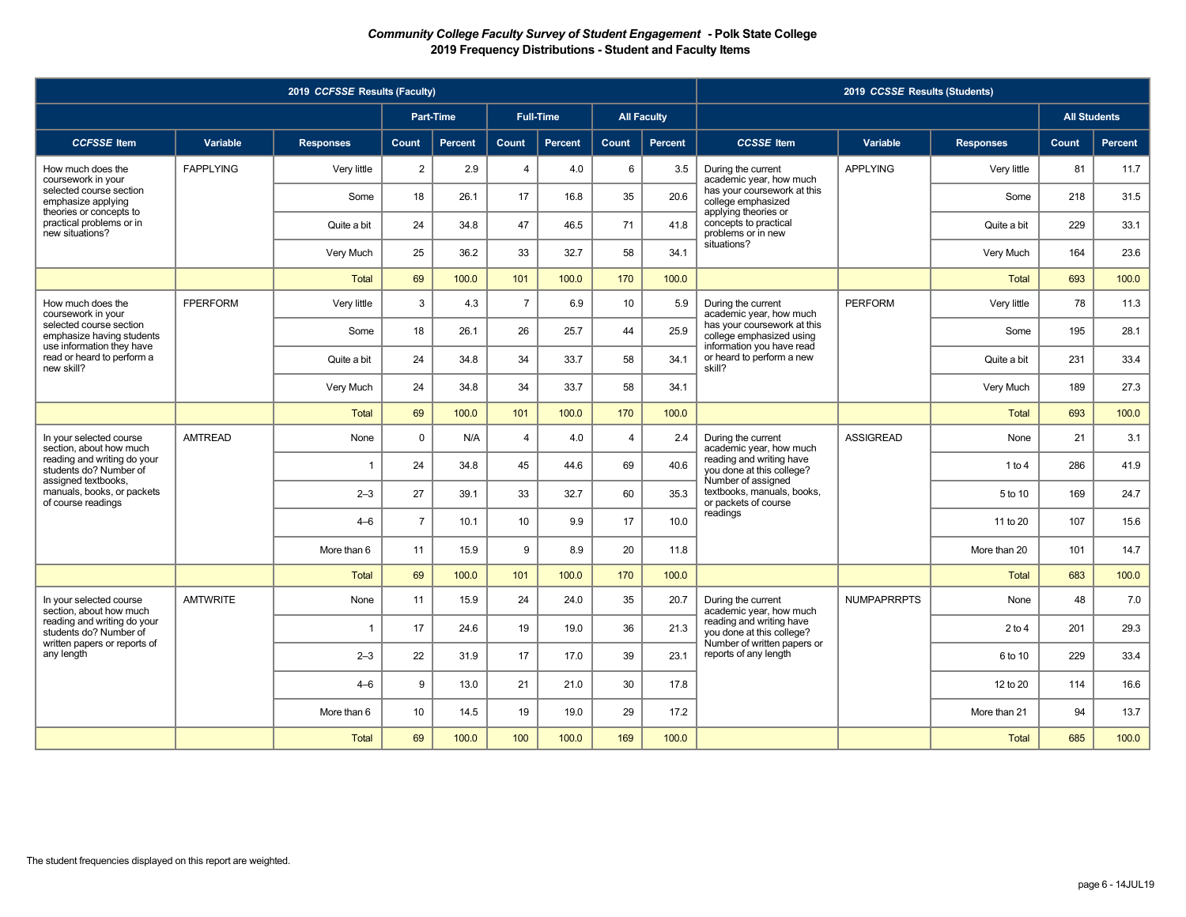## *Community College Faculty Survey of Student Engagement* - Polk State College
### 2019 Frequency Distributions - Student and Faculty Items

| 2019 *CCFSSE* Results (Faculty) | | | | | | | | | 2019 *CCSSE* Results (Students) | | | | |
|---|---|---|---|---|---|---|---|---|---|---|---|---|---|
| | | | Part-Time | | Full-Time | | All Faculty | | | | | All Students | |
| ***CCFSSE* Item** | **Variable** | **Responses** | **Count** | **Percent** | **Count** | **Percent** | **Count** | **Percent** | ***CCSSE* Item** | **Variable** | **Responses** | **Count** | **Percent** |
| How much does the coursework in your selected course section emphasize applying theories or concepts to practical problems or in new situations? | FAPPLYING | Very little | 2 | 2.9 | 4 | 4.0 | 6 | 3.5 | During the current academic year, how much has your coursework at this college emphasized applying theories or concepts to practical problems or in new situations? | APPLYING | Very little | 81 | 11.7 |
| | | Some | 18 | 26.1 | 17 | 16.8 | 35 | 20.6 | | | Some | 218 | 31.5 |
| | | Quite a bit | 24 | 34.8 | 47 | 46.5 | 71 | 41.8 | | | Quite a bit | 229 | 33.1 |
| | | Very Much | 25 | 36.2 | 33 | 32.7 | 58 | 34.1 | | | Very Much | 164 | 23.6 |
| | | Total | 69 | 100.0 | 101 | 100.0 | 170 | 100.0 | | | Total | 693 | 100.0 |
| How much does the coursework in your selected course section emphasize having students use information they have read or heard to perform a new skill? | FPERFORM | Very little | 3 | 4.3 | 7 | 6.9 | 10 | 5.9 | During the current academic year, how much has your coursework at this college emphasized using information you have read or heard to perform a new skill? | PERFORM | Very little | 78 | 11.3 |
| | | Some | 18 | 26.1 | 26 | 25.7 | 44 | 25.9 | | | Some | 195 | 28.1 |
| | | Quite a bit | 24 | 34.8 | 34 | 33.7 | 58 | 34.1 | | | Quite a bit | 231 | 33.4 |
| | | Very Much | 24 | 34.8 | 34 | 33.7 | 58 | 34.1 | | | Very Much | 189 | 27.3 |
| | | Total | 69 | 100.0 | 101 | 100.0 | 170 | 100.0 | | | Total | 693 | 100.0 |
| In your selected course section, about how much reading and writing do your students do? Number of assigned textbooks, manuals, books, or packets of course readings | AMTREAD | None | 0 | N/A | 4 | 4.0 | 4 | 2.4 | During the current academic year, how much reading and writing have you done at this college? Number of assigned textbooks, manuals, books, or packets of course readings | ASSIGREAD | None | 21 | 3.1 |
| | | 1 | 24 | 34.8 | 45 | 44.6 | 69 | 40.6 | | | 1 to 4 | 286 | 41.9 |
| | | 2–3 | 27 | 39.1 | 33 | 32.7 | 60 | 35.3 | | | 5 to 10 | 169 | 24.7 |
| | | 4–6 | 7 | 10.1 | 10 | 9.9 | 17 | 10.0 | | | 11 to 20 | 107 | 15.6 |
| | | More than 6 | 11 | 15.9 | 9 | 8.9 | 20 | 11.8 | | | More than 20 | 101 | 14.7 |
| | | Total | 69 | 100.0 | 101 | 100.0 | 170 | 100.0 | | | Total | 683 | 100.0 |
| In your selected course section, about how much reading and writing do your students do? Number of written papers or reports of any length | AMTWRITE | None | 11 | 15.9 | 24 | 24.0 | 35 | 20.7 | During the current academic year, how much reading and writing have you done at this college? Number of written papers or reports of any length | NUMPAPRRPTS | None | 48 | 7.0 |
| | | 1 | 17 | 24.6 | 19 | 19.0 | 36 | 21.3 | | | 2 to 4 | 201 | 29.3 |
| | | 2–3 | 22 | 31.9 | 17 | 17.0 | 39 | 23.1 | | | 6 to 10 | 229 | 33.4 |
| | | 4–6 | 9 | 13.0 | 21 | 21.0 | 30 | 17.8 | | | 12 to 20 | 114 | 16.6 |
| | | More than 6 | 10 | 14.5 | 19 | 19.0 | 29 | 17.2 | | | More than 21 | 94 | 13.7 |
| | | Total | 69 | 100.0 | 100 | 100.0 | 169 | 100.0 | | | Total | 685 | 100.0 |

The student frequencies displayed on this report are weighted.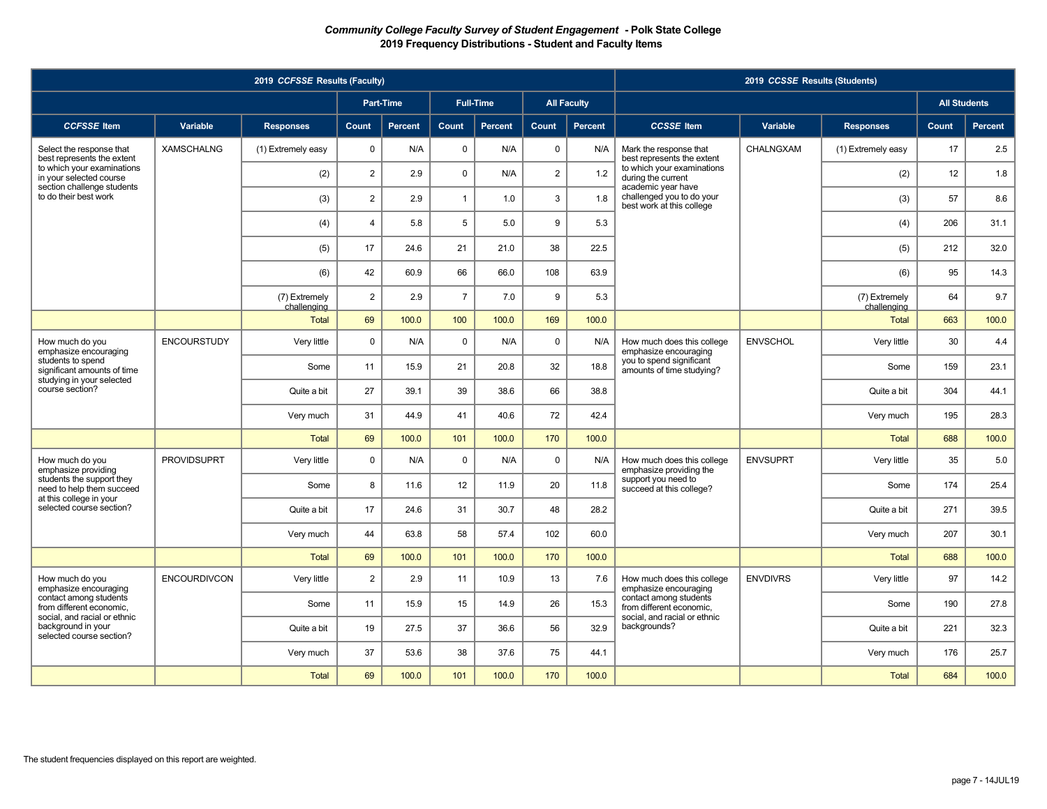***Community College Faculty Survey of Student Engagement* - Polk State College**
**2019 Frequency Distributions - Student and Faculty Items**

| 2019 *CCFSSE* Results (Faculty) | | | | | | | | | 2019 *CCSSE* Results (Students) | | | | |
|---|---|---|---|---|---|---|---|---|---|---|---|---|---|
| | | | Part-Time | | Full-Time | | All Faculty | | | | | All Students | |
| ***CCFSSE* Item** | **Variable** | **Responses** | **Count** | **Percent** | **Count** | **Percent** | **Count** | **Percent** | ***CCSSE* Item** | **Variable** | **Responses** | **Count** | **Percent** |
| Select the response that best represents the extent to which your examinations in your selected course section challenge students to do their best work | XAMSCHALNG | (1) Extremely easy | 0 | N/A | 0 | N/A | 0 | N/A | Mark the response that best represents the extent to which your examinations during the current academic year have challenged you to do your best work at this college | CHALNGXAM | (1) Extremely easy | 17 | 2.5 |
| | | (2) | 2 | 2.9 | 0 | N/A | 2 | 1.2 | | | (2) | 12 | 1.8 |
| | | (3) | 2 | 2.9 | 1 | 1.0 | 3 | 1.8 | | | (3) | 57 | 8.6 |
| | | (4) | 4 | 5.8 | 5 | 5.0 | 9 | 5.3 | | | (4) | 206 | 31.1 |
| | | (5) | 17 | 24.6 | 21 | 21.0 | 38 | 22.5 | | | (5) | 212 | 32.0 |
| | | (6) | 42 | 60.9 | 66 | 66.0 | 108 | 63.9 | | | (6) | 95 | 14.3 |
| | | (7) Extremely challenging | 2 | 2.9 | 7 | 7.0 | 9 | 5.3 | | | (7) Extremely challenging | 64 | 9.7 |
| | | Total | 69 | 100.0 | 100 | 100.0 | 169 | 100.0 | | | Total | 663 | 100.0 |
| How much do you emphasize encouraging students to spend significant amounts of time studying in your selected course section? | ENCOURSTUDY | Very little | 0 | N/A | 0 | N/A | 0 | N/A | How much does this college emphasize encouraging you to spend significant amounts of time studying? | ENVSCHOL | Very little | 30 | 4.4 |
| | | Some | 11 | 15.9 | 21 | 20.8 | 32 | 18.8 | | | Some | 159 | 23.1 |
| | | Quite a bit | 27 | 39.1 | 39 | 38.6 | 66 | 38.8 | | | Quite a bit | 304 | 44.1 |
| | | Very much | 31 | 44.9 | 41 | 40.6 | 72 | 42.4 | | | Very much | 195 | 28.3 |
| | | Total | 69 | 100.0 | 101 | 100.0 | 170 | 100.0 | | | Total | 688 | 100.0 |
| How much do you emphasize providing students the support they need to help them succeed at this college in your selected course section? | PROVIDSUPRT | Very little | 0 | N/A | 0 | N/A | 0 | N/A | How much does this college emphasize providing the support you need to succeed at this college? | ENVSUPRT | Very little | 35 | 5.0 |
| | | Some | 8 | 11.6 | 12 | 11.9 | 20 | 11.8 | | | Some | 174 | 25.4 |
| | | Quite a bit | 17 | 24.6 | 31 | 30.7 | 48 | 28.2 | | | Quite a bit | 271 | 39.5 |
| | | Very much | 44 | 63.8 | 58 | 57.4 | 102 | 60.0 | | | Very much | 207 | 30.1 |
| | | Total | 69 | 100.0 | 101 | 100.0 | 170 | 100.0 | | | Total | 688 | 100.0 |
| How much do you emphasize encouraging contact among students from different economic, social, and racial or ethnic background in your selected course section? | ENCOURDIVCON | Very little | 2 | 2.9 | 11 | 10.9 | 13 | 7.6 | How much does this college emphasize encouraging contact among students from different economic, social, and racial or ethnic backgrounds? | ENVDIVRS | Very little | 97 | 14.2 |
| | | Some | 11 | 15.9 | 15 | 14.9 | 26 | 15.3 | | | Some | 190 | 27.8 |
| | | Quite a bit | 19 | 27.5 | 37 | 36.6 | 56 | 32.9 | | | Quite a bit | 221 | 32.3 |
| | | Very much | 37 | 53.6 | 38 | 37.6 | 75 | 44.1 | | | Very much | 176 | 25.7 |
| | | Total | 69 | 100.0 | 101 | 100.0 | 170 | 100.0 | | | Total | 684 | 100.0 |

The student frequencies displayed on this report are weighted.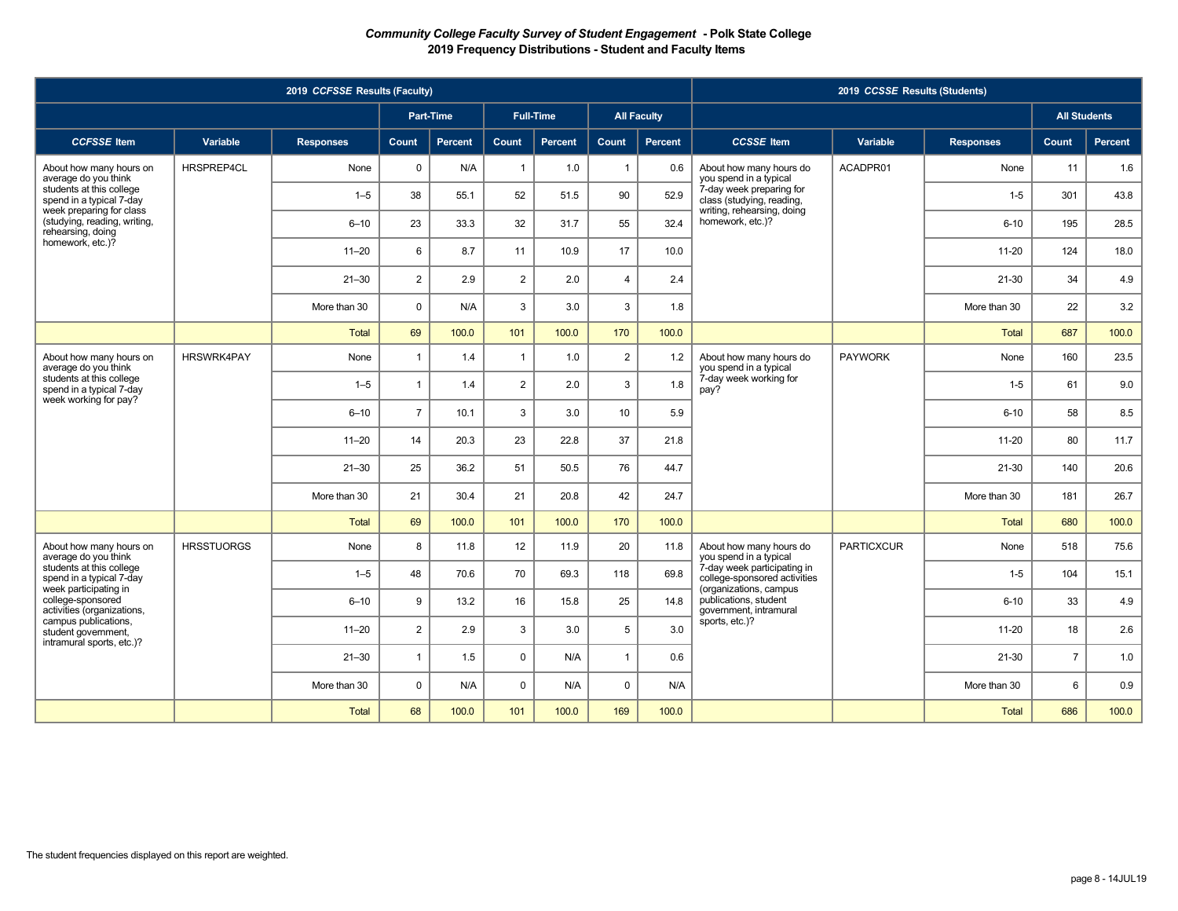# *Community College Faculty Survey of Student Engagement* - Polk State College
## 2019 Frequency Distributions - Student and Faculty Items

| 2019 *CCFSSE* Results (Faculty) | | | | | | | | | 2019 *CCSSE* Results (Students) | | | | |
|---|---|---|---|---|---|---|---|---|---|---|---|---|---|
| | | | Part-Time | | Full-Time | | All Faculty | | | | | All Students | |
| *CCFSSE* Item | Variable | Responses | Count | Percent | Count | Percent | Count | Percent | *CCSSE* Item | Variable | Responses | Count | Percent |
| About how many hours on average do you think students at this college spend in a typical 7-day week preparing for class (studying, reading, writing, rehearsing, doing homework, etc.)? | HRSPREP4CL | None | 0 | N/A | 1 | 1.0 | 1 | 0.6 | About how many hours do you spend in a typical 7-day week preparing for class (studying, reading, writing, rehearsing, doing homework, etc.)? | ACADPR01 | None | 11 | 1.6 |
| | | 1–5 | 38 | 55.1 | 52 | 51.5 | 90 | 52.9 | | | 1-5 | 301 | 43.8 |
| | | 6–10 | 23 | 33.3 | 32 | 31.7 | 55 | 32.4 | | | 6-10 | 195 | 28.5 |
| | | 11–20 | 6 | 8.7 | 11 | 10.9 | 17 | 10.0 | | | 11-20 | 124 | 18.0 |
| | | 21–30 | 2 | 2.9 | 2 | 2.0 | 4 | 2.4 | | | 21-30 | 34 | 4.9 |
| | | More than 30 | 0 | N/A | 3 | 3.0 | 3 | 1.8 | | | More than 30 | 22 | 3.2 |
| | | Total | 69 | 100.0 | 101 | 100.0 | 170 | 100.0 | | | Total | 687 | 100.0 |
| About how many hours on average do you think students at this college spend in a typical 7-day week working for pay? | HRSWRK4PAY | None | 1 | 1.4 | 1 | 1.0 | 2 | 1.2 | About how many hours do you spend in a typical 7-day week working for pay? | PAYWORK | None | 160 | 23.5 |
| | | 1–5 | 1 | 1.4 | 2 | 2.0 | 3 | 1.8 | | | 1-5 | 61 | 9.0 |
| | | 6–10 | 7 | 10.1 | 3 | 3.0 | 10 | 5.9 | | | 6-10 | 58 | 8.5 |
| | | 11–20 | 14 | 20.3 | 23 | 22.8 | 37 | 21.8 | | | 11-20 | 80 | 11.7 |
| | | 21–30 | 25 | 36.2 | 51 | 50.5 | 76 | 44.7 | | | 21-30 | 140 | 20.6 |
| | | More than 30 | 21 | 30.4 | 21 | 20.8 | 42 | 24.7 | | | More than 30 | 181 | 26.7 |
| | | Total | 69 | 100.0 | 101 | 100.0 | 170 | 100.0 | | | Total | 680 | 100.0 |
| About how many hours on average do you think students at this college spend in a typical 7-day week participating in college-sponsored activities (organizations, campus publications, student government, intramural sports, etc.)? | HRSSTUORGS | None | 8 | 11.8 | 12 | 11.9 | 20 | 11.8 | About how many hours do you spend in a typical 7-day week participating in college-sponsored activities (organizations, campus publications, student government, intramural sports, etc.)? | PARTICXCUR | None | 518 | 75.6 |
| | | 1–5 | 48 | 70.6 | 70 | 69.3 | 118 | 69.8 | | | 1-5 | 104 | 15.1 |
| | | 6–10 | 9 | 13.2 | 16 | 15.8 | 25 | 14.8 | | | 6-10 | 33 | 4.9 |
| | | 11–20 | 2 | 2.9 | 3 | 3.0 | 5 | 3.0 | | | 11-20 | 18 | 2.6 |
| | | 21–30 | 1 | 1.5 | 0 | N/A | 1 | 0.6 | | | 21-30 | 7 | 1.0 |
| | | More than 30 | 0 | N/A | 0 | N/A | 0 | N/A | | | More than 30 | 6 | 0.9 |
| | | Total | 68 | 100.0 | 101 | 100.0 | 169 | 100.0 | | | Total | 686 | 100.0 |

The student frequencies displayed on this report are weighted.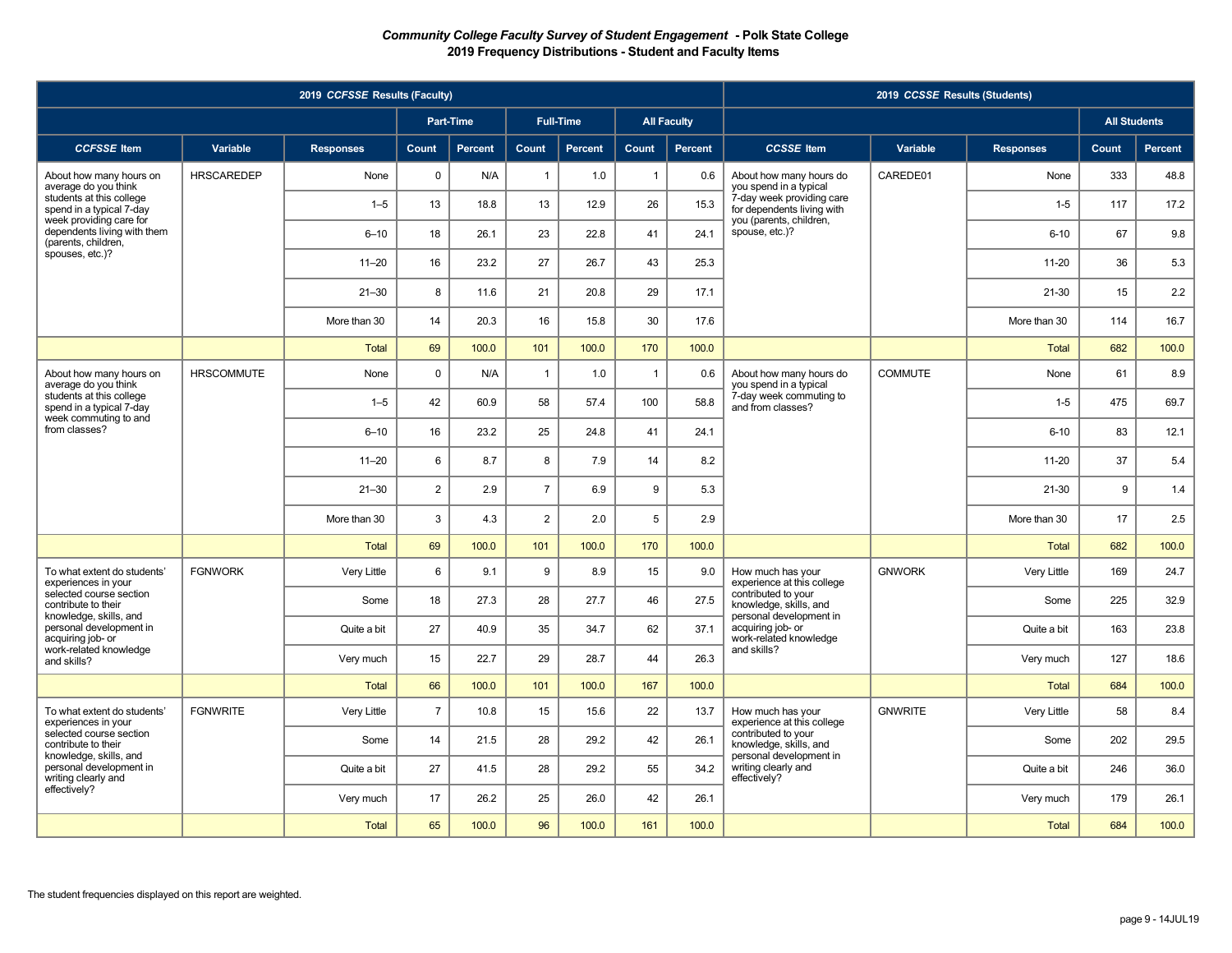# *Community College Faculty Survey of Student Engagement* - Polk State College
## 2019 Frequency Distributions - Student and Faculty Items

| 2019 *CCFSSE* Results (Faculty) | | | | | | | | | 2019 *CCSSE* Results (Students) | | | | |
|---|---|---|---|---|---|---|---|---|---|---|---|---|---|
| | | | Part-Time | | Full-Time | | All Faculty | | | | | All Students | |
| ***CCFSSE* Item** | **Variable** | **Responses** | **Count** | **Percent** | **Count** | **Percent** | **Count** | **Percent** | ***CCSSE* Item** | **Variable** | **Responses** | **Count** | **Percent** |
| About how many hours on average do you think students at this college spend in a typical 7-day week providing care for dependents living with them (parents, children, spouses, etc.)? | HRSCAREDEP | None | 0 | N/A | 1 | 1.0 | 1 | 0.6 | About how many hours do you spend in a typical 7-day week providing care for dependents living with you (parents, children, spouse, etc.)? | CAREDE01 | None | 333 | 48.8 |
| | | 1–5 | 13 | 18.8 | 13 | 12.9 | 26 | 15.3 | | | 1-5 | 117 | 17.2 |
| | | 6–10 | 18 | 26.1 | 23 | 22.8 | 41 | 24.1 | | | 6-10 | 67 | 9.8 |
| | | 11–20 | 16 | 23.2 | 27 | 26.7 | 43 | 25.3 | | | 11-20 | 36 | 5.3 |
| | | 21–30 | 8 | 11.6 | 21 | 20.8 | 29 | 17.1 | | | 21-30 | 15 | 2.2 |
| | | More than 30 | 14 | 20.3 | 16 | 15.8 | 30 | 17.6 | | | More than 30 | 114 | 16.7 |
| | | Total | 69 | 100.0 | 101 | 100.0 | 170 | 100.0 | | | Total | 682 | 100.0 |
| About how many hours on average do you think students at this college spend in a typical 7-day week commuting to and from classes? | HRSCOMMUTE | None | 0 | N/A | 1 | 1.0 | 1 | 0.6 | About how many hours do you spend in a typical 7-day week commuting to and from classes? | COMMUTE | None | 61 | 8.9 |
| | | 1–5 | 42 | 60.9 | 58 | 57.4 | 100 | 58.8 | | | 1-5 | 475 | 69.7 |
| | | 6–10 | 16 | 23.2 | 25 | 24.8 | 41 | 24.1 | | | 6-10 | 83 | 12.1 |
| | | 11–20 | 6 | 8.7 | 8 | 7.9 | 14 | 8.2 | | | 11-20 | 37 | 5.4 |
| | | 21–30 | 2 | 2.9 | 7 | 6.9 | 9 | 5.3 | | | 21-30 | 9 | 1.4 |
| | | More than 30 | 3 | 4.3 | 2 | 2.0 | 5 | 2.9 | | | More than 30 | 17 | 2.5 |
| | | Total | 69 | 100.0 | 101 | 100.0 | 170 | 100.0 | | | Total | 682 | 100.0 |
| To what extent do students' experiences in your selected course section contribute to their knowledge, skills, and personal development in acquiring job- or work-related knowledge and skills? | FGNWORK | Very Little | 6 | 9.1 | 9 | 8.9 | 15 | 9.0 | How much has your experience at this college contributed to your knowledge, skills, and personal development in acquiring job- or work-related knowledge and skills? | GNWORK | Very Little | 169 | 24.7 |
| | | Some | 18 | 27.3 | 28 | 27.7 | 46 | 27.5 | | | Some | 225 | 32.9 |
| | | Quite a bit | 27 | 40.9 | 35 | 34.7 | 62 | 37.1 | | | Quite a bit | 163 | 23.8 |
| | | Very much | 15 | 22.7 | 29 | 28.7 | 44 | 26.3 | | | Very much | 127 | 18.6 |
| | | Total | 66 | 100.0 | 101 | 100.0 | 167 | 100.0 | | | Total | 684 | 100.0 |
| To what extent do students' experiences in your selected course section contribute to their knowledge, skills, and personal development in writing clearly and effectively? | FGNWRITE | Very Little | 7 | 10.8 | 15 | 15.6 | 22 | 13.7 | How much has your experience at this college contributed to your knowledge, skills, and personal development in writing clearly and effectively? | GNWRITE | Very Little | 58 | 8.4 |
| | | Some | 14 | 21.5 | 28 | 29.2 | 42 | 26.1 | | | Some | 202 | 29.5 |
| | | Quite a bit | 27 | 41.5 | 28 | 29.2 | 55 | 34.2 | | | Quite a bit | 246 | 36.0 |
| | | Very much | 17 | 26.2 | 25 | 26.0 | 42 | 26.1 | | | Very much | 179 | 26.1 |
| | | Total | 65 | 100.0 | 96 | 100.0 | 161 | 100.0 | | | Total | 684 | 100.0 |

The student frequencies displayed on this report are weighted.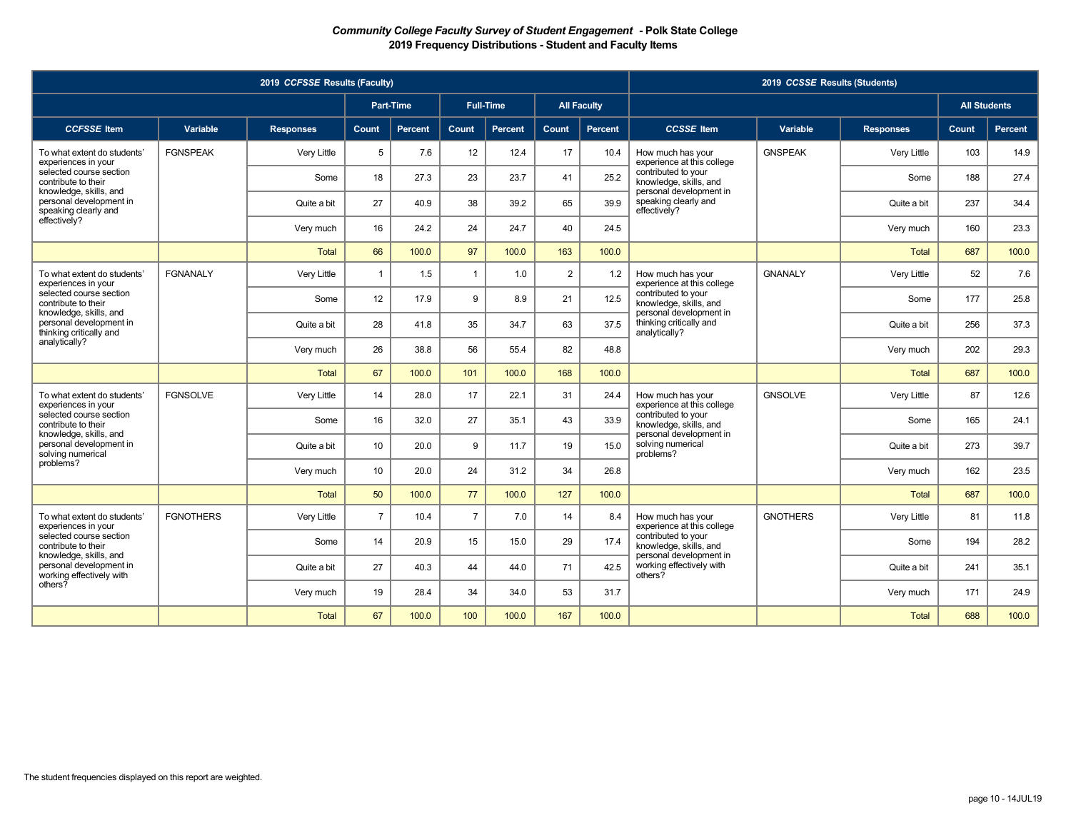***Community College Faculty Survey of Student Engagement* - Polk State College**
**2019 Frequency Distributions - Student and Faculty Items**

| 2019 *CCFSSE* Results (Faculty) | | | | | | | | | 2019 *CCSSE* Results (Students) | | | | |
|---|---|---|---|---|---|---|---|---|---|---|---|---|---|
| | | | Part-Time | | Full-Time | | All Faculty | | | | | All Students | |
| *CCFSSE* Item | Variable | Responses | Count | Percent | Count | Percent | Count | Percent | *CCSSE* Item | Variable | Responses | Count | Percent |
| To what extent do students' experiences in your selected course section contribute to their knowledge, skills, and personal development in speaking clearly and effectively? | FGNSPEAK | Very Little | 5 | 7.6 | 12 | 12.4 | 17 | 10.4 | How much has your experience at this college contributed to your knowledge, skills, and personal development in speaking clearly and effectively? | GNSPEAK | Very Little | 103 | 14.9 |
| | | Some | 18 | 27.3 | 23 | 23.7 | 41 | 25.2 | | | Some | 188 | 27.4 |
| | | Quite a bit | 27 | 40.9 | 38 | 39.2 | 65 | 39.9 | | | Quite a bit | 237 | 34.4 |
| | | Very much | 16 | 24.2 | 24 | 24.7 | 40 | 24.5 | | | Very much | 160 | 23.3 |
| | | Total | 66 | 100.0 | 97 | 100.0 | 163 | 100.0 | | | Total | 687 | 100.0 |
| To what extent do students' experiences in your selected course section contribute to their knowledge, skills, and personal development in thinking critically and analytically? | FGNANALY | Very Little | 1 | 1.5 | 1 | 1.0 | 2 | 1.2 | How much has your experience at this college contributed to your knowledge, skills, and personal development in thinking critically and analytically? | GNANALY | Very Little | 52 | 7.6 |
| | | Some | 12 | 17.9 | 9 | 8.9 | 21 | 12.5 | | | Some | 177 | 25.8 |
| | | Quite a bit | 28 | 41.8 | 35 | 34.7 | 63 | 37.5 | | | Quite a bit | 256 | 37.3 |
| | | Very much | 26 | 38.8 | 56 | 55.4 | 82 | 48.8 | | | Very much | 202 | 29.3 |
| | | Total | 67 | 100.0 | 101 | 100.0 | 168 | 100.0 | | | Total | 687 | 100.0 |
| To what extent do students' experiences in your selected course section contribute to their knowledge, skills, and personal development in solving numerical problems? | FGNSOLVE | Very Little | 14 | 28.0 | 17 | 22.1 | 31 | 24.4 | How much has your experience at this college contributed to your knowledge, skills, and personal development in solving numerical problems? | GNSOLVE | Very Little | 87 | 12.6 |
| | | Some | 16 | 32.0 | 27 | 35.1 | 43 | 33.9 | | | Some | 165 | 24.1 |
| | | Quite a bit | 10 | 20.0 | 9 | 11.7 | 19 | 15.0 | | | Quite a bit | 273 | 39.7 |
| | | Very much | 10 | 20.0 | 24 | 31.2 | 34 | 26.8 | | | Very much | 162 | 23.5 |
| | | Total | 50 | 100.0 | 77 | 100.0 | 127 | 100.0 | | | Total | 687 | 100.0 |
| To what extent do students' experiences in your selected course section contribute to their knowledge, skills, and personal development in working effectively with others? | FGNOTHERS | Very Little | 7 | 10.4 | 7 | 7.0 | 14 | 8.4 | How much has your experience at this college contributed to your knowledge, skills, and personal development in working effectively with others? | GNOTHERS | Very Little | 81 | 11.8 |
| | | Some | 14 | 20.9 | 15 | 15.0 | 29 | 17.4 | | | Some | 194 | 28.2 |
| | | Quite a bit | 27 | 40.3 | 44 | 44.0 | 71 | 42.5 | | | Quite a bit | 241 | 35.1 |
| | | Very much | 19 | 28.4 | 34 | 34.0 | 53 | 31.7 | | | Very much | 171 | 24.9 |
| | | Total | 67 | 100.0 | 100 | 100.0 | 167 | 100.0 | | | Total | 688 | 100.0 |

The student frequencies displayed on this report are weighted.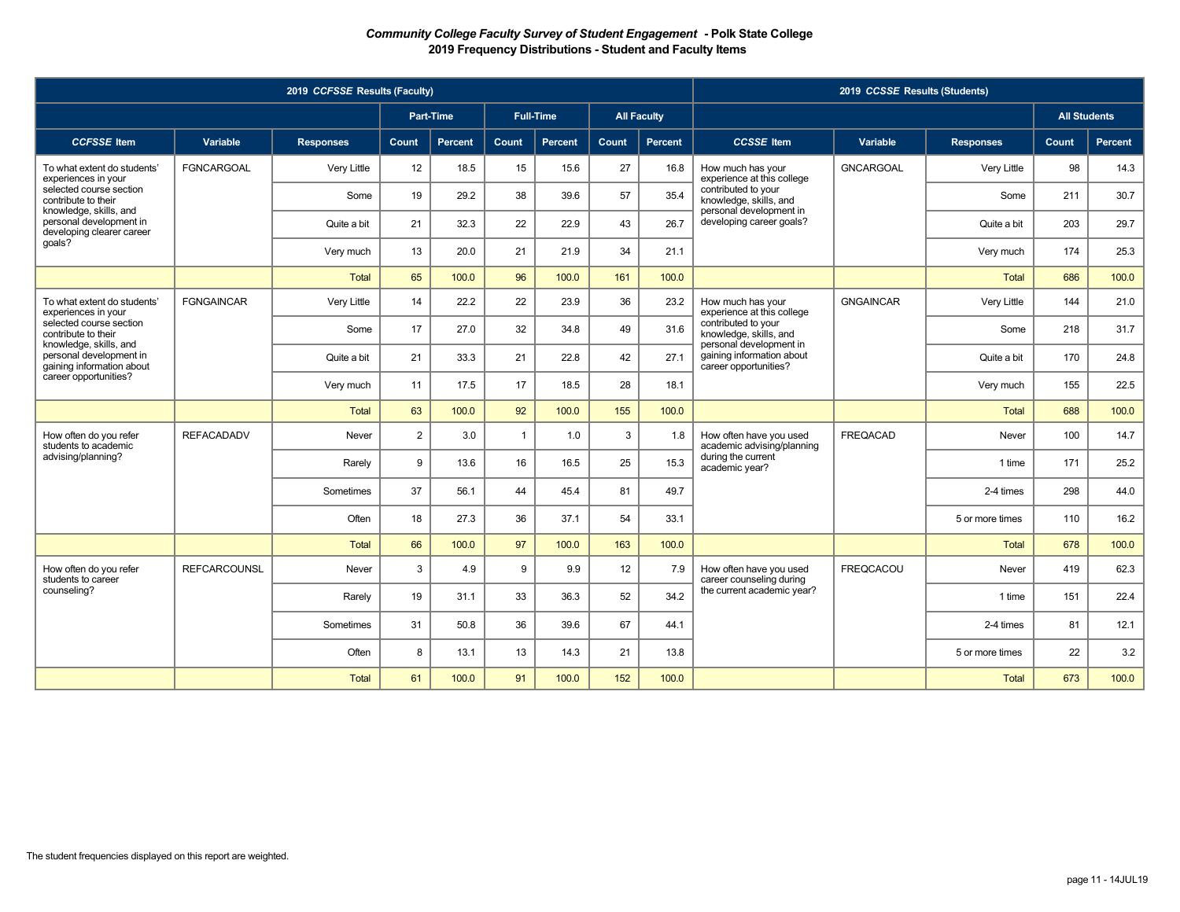***Community College Faculty Survey of Student Engagement* - Polk State College**

**2019 Frequency Distributions - Student and Faculty Items**

| 2019 *CCFSSE* Results (Faculty) | | | | | | | | | 2019 *CCSSE* Results (Students) | | | | |
|---|---|---|---|---|---|---|---|---|---|---|---|---|---|
| | | | Part-Time | | Full-Time | | All Faculty | | | | | All Students | |
| ***CCFSSE* Item** | **Variable** | **Responses** | **Count** | **Percent** | **Count** | **Percent** | **Count** | **Percent** | ***CCSSE* Item** | **Variable** | **Responses** | **Count** | **Percent** |
| To what extent do students' experiences in your selected course section contribute to their knowledge, skills, and personal development in developing clearer career goals? | FGNCARGOAL | Very Little | 12 | 18.5 | 15 | 15.6 | 27 | 16.8 | How much has your experience at this college contributed to your knowledge, skills, and personal development in developing career goals? | GNCARGOAL | Very Little | 98 | 14.3 |
| | | Some | 19 | 29.2 | 38 | 39.6 | 57 | 35.4 | | | Some | 211 | 30.7 |
| | | Quite a bit | 21 | 32.3 | 22 | 22.9 | 43 | 26.7 | | | Quite a bit | 203 | 29.7 |
| | | Very much | 13 | 20.0 | 21 | 21.9 | 34 | 21.1 | | | Very much | 174 | 25.3 |
| | | Total | 65 | 100.0 | 96 | 100.0 | 161 | 100.0 | | | Total | 686 | 100.0 |
| To what extent do students' experiences in your selected course section contribute to their knowledge, skills, and personal development in gaining information about career opportunities? | FGNGAINCAR | Very Little | 14 | 22.2 | 22 | 23.9 | 36 | 23.2 | How much has your experience at this college contributed to your knowledge, skills, and personal development in gaining information about career opportunities? | GNGAINCAR | Very Little | 144 | 21.0 |
| | | Some | 17 | 27.0 | 32 | 34.8 | 49 | 31.6 | | | Some | 218 | 31.7 |
| | | Quite a bit | 21 | 33.3 | 21 | 22.8 | 42 | 27.1 | | | Quite a bit | 170 | 24.8 |
| | | Very much | 11 | 17.5 | 17 | 18.5 | 28 | 18.1 | | | Very much | 155 | 22.5 |
| | | Total | 63 | 100.0 | 92 | 100.0 | 155 | 100.0 | | | Total | 688 | 100.0 |
| How often do you refer students to academic advising/planning? | REFACADADV | Never | 2 | 3.0 | 1 | 1.0 | 3 | 1.8 | How often have you used academic advising/planning during the current academic year? | FREQACAD | Never | 100 | 14.7 |
| | | Rarely | 9 | 13.6 | 16 | 16.5 | 25 | 15.3 | | | 1 time | 171 | 25.2 |
| | | Sometimes | 37 | 56.1 | 44 | 45.4 | 81 | 49.7 | | | 2-4 times | 298 | 44.0 |
| | | Often | 18 | 27.3 | 36 | 37.1 | 54 | 33.1 | | | 5 or more times | 110 | 16.2 |
| | | Total | 66 | 100.0 | 97 | 100.0 | 163 | 100.0 | | | Total | 678 | 100.0 |
| How often do you refer students to career counseling? | REFCARCOUNSL | Never | 3 | 4.9 | 9 | 9.9 | 12 | 7.9 | How often have you used career counseling during the current academic year? | FREQCACOU | Never | 419 | 62.3 |
| | | Rarely | 19 | 31.1 | 33 | 36.3 | 52 | 34.2 | | | 1 time | 151 | 22.4 |
| | | Sometimes | 31 | 50.8 | 36 | 39.6 | 67 | 44.1 | | | 2-4 times | 81 | 12.1 |
| | | Often | 8 | 13.1 | 13 | 14.3 | 21 | 13.8 | | | 5 or more times | 22 | 3.2 |
| | | Total | 61 | 100.0 | 91 | 100.0 | 152 | 100.0 | | | Total | 673 | 100.0 |

The student frequencies displayed on this report are weighted.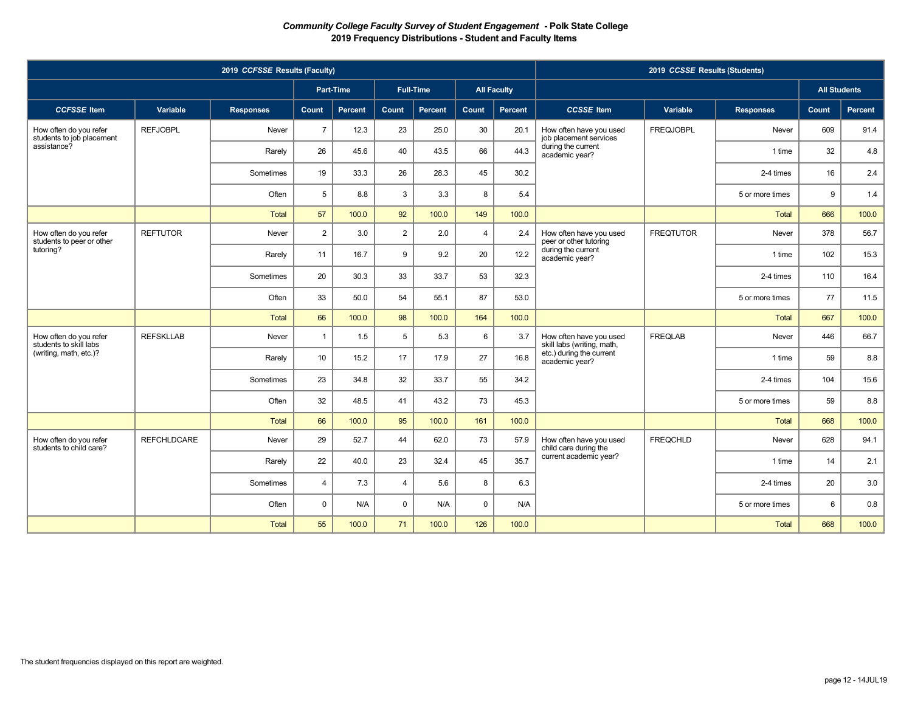# *Community College Faculty Survey of Student Engagement* - Polk State College

## 2019 Frequency Distributions - Student and Faculty Items

| 2019 *CCFSSE* Results (Faculty) | | | | | | | | | 2019 *CCSSE* Results (Students) | | | | |
|---|---|---|---|---|---|---|---|---|---|---|---|---|---|
| | | | Part-Time | | Full-Time | | All Faculty | | | | | All Students | |
| ***CCFSSE* Item** | **Variable** | **Responses** | **Count** | **Percent** | **Count** | **Percent** | **Count** | **Percent** | ***CCSSE* Item** | **Variable** | **Responses** | **Count** | **Percent** |
| How often do you refer students to job placement assistance? | REFJOBPL | Never | 7 | 12.3 | 23 | 25.0 | 30 | 20.1 | How often have you used job placement services during the current academic year? | FREQJOBPL | Never | 609 | 91.4 |
| | | Rarely | 26 | 45.6 | 40 | 43.5 | 66 | 44.3 | | | 1 time | 32 | 4.8 |
| | | Sometimes | 19 | 33.3 | 26 | 28.3 | 45 | 30.2 | | | 2-4 times | 16 | 2.4 |
| | | Often | 5 | 8.8 | 3 | 3.3 | 8 | 5.4 | | | 5 or more times | 9 | 1.4 |
| | | Total | 57 | 100.0 | 92 | 100.0 | 149 | 100.0 | | | Total | 666 | 100.0 |
| How often do you refer students to peer or other tutoring? | REFTUTOR | Never | 2 | 3.0 | 2 | 2.0 | 4 | 2.4 | How often have you used peer or other tutoring during the current academic year? | FREQTUTOR | Never | 378 | 56.7 |
| | | Rarely | 11 | 16.7 | 9 | 9.2 | 20 | 12.2 | | | 1 time | 102 | 15.3 |
| | | Sometimes | 20 | 30.3 | 33 | 33.7 | 53 | 32.3 | | | 2-4 times | 110 | 16.4 |
| | | Often | 33 | 50.0 | 54 | 55.1 | 87 | 53.0 | | | 5 or more times | 77 | 11.5 |
| | | Total | 66 | 100.0 | 98 | 100.0 | 164 | 100.0 | | | Total | 667 | 100.0 |
| How often do you refer students to skill labs (writing, math, etc.)? | REFSKLLAB | Never | 1 | 1.5 | 5 | 5.3 | 6 | 3.7 | How often have you used skill labs (writing, math, etc.) during the current academic year? | FREQLAB | Never | 446 | 66.7 |
| | | Rarely | 10 | 15.2 | 17 | 17.9 | 27 | 16.8 | | | 1 time | 59 | 8.8 |
| | | Sometimes | 23 | 34.8 | 32 | 33.7 | 55 | 34.2 | | | 2-4 times | 104 | 15.6 |
| | | Often | 32 | 48.5 | 41 | 43.2 | 73 | 45.3 | | | 5 or more times | 59 | 8.8 |
| | | Total | 66 | 100.0 | 95 | 100.0 | 161 | 100.0 | | | Total | 668 | 100.0 |
| How often do you refer students to child care? | REFCHLDCARE | Never | 29 | 52.7 | 44 | 62.0 | 73 | 57.9 | How often have you used child care during the current academic year? | FREQCHLD | Never | 628 | 94.1 |
| | | Rarely | 22 | 40.0 | 23 | 32.4 | 45 | 35.7 | | | 1 time | 14 | 2.1 |
| | | Sometimes | 4 | 7.3 | 4 | 5.6 | 8 | 6.3 | | | 2-4 times | 20 | 3.0 |
| | | Often | 0 | N/A | 0 | N/A | 0 | N/A | | | 5 or more times | 6 | 0.8 |
| | | Total | 55 | 100.0 | 71 | 100.0 | 126 | 100.0 | | | Total | 668 | 100.0 |

The student frequencies displayed on this report are weighted.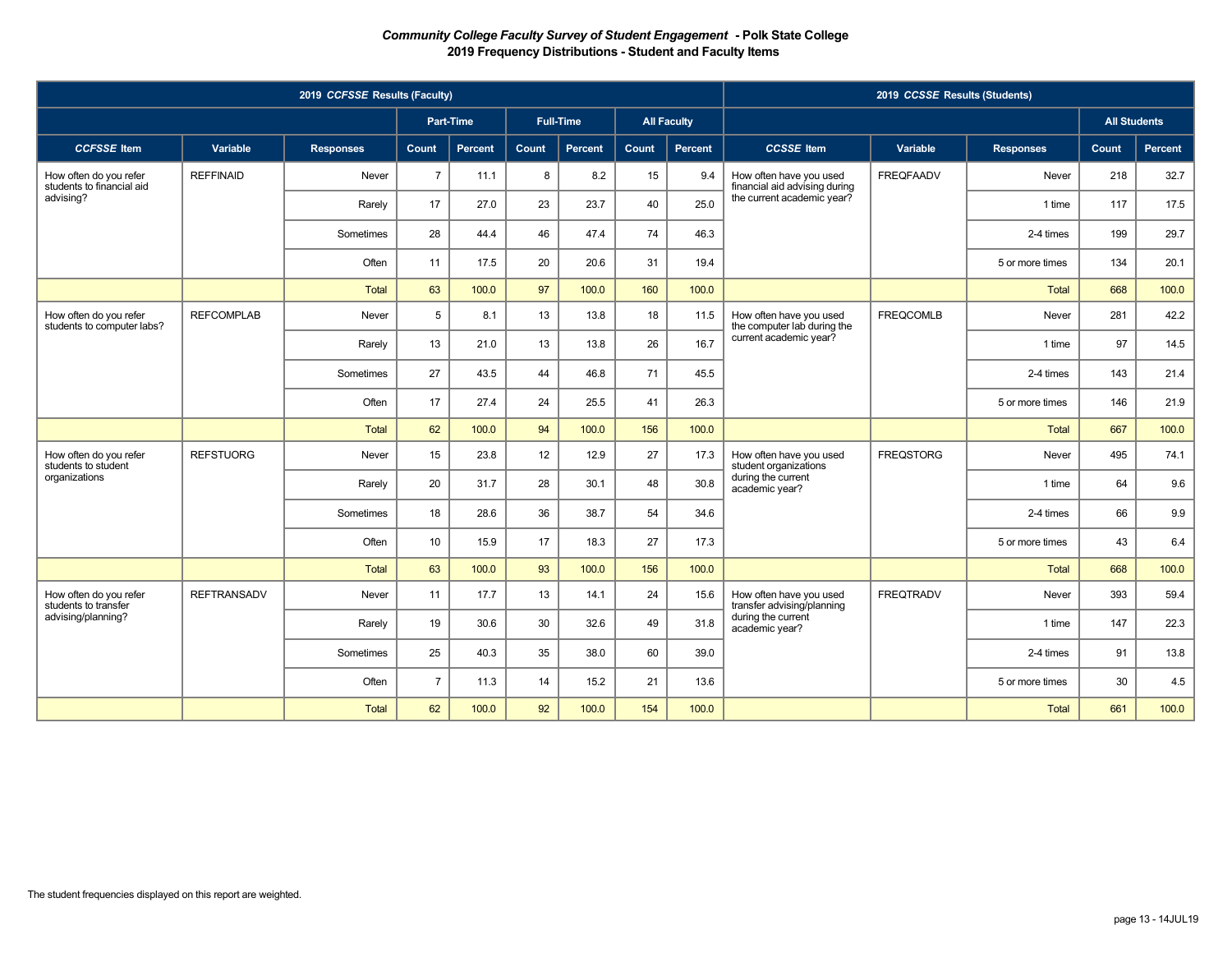## *Community College Faculty Survey of Student Engagement* - Polk State College
## 2019 Frequency Distributions - Student and Faculty Items

| 2019 *CCFSSE* Results (Faculty) | | | | | | | | | 2019 *CCSSE* Results (Students) | | | | |
|---|---|---|---|---|---|---|---|---|---|---|---|---|---|
| | | | Part-Time | | Full-Time | | All Faculty | | | | | All Students | |
| *CCFSSE* Item | Variable | Responses | Count | Percent | Count | Percent | Count | Percent | *CCSSE* Item | Variable | Responses | Count | Percent |
| How often do you refer students to financial aid advising? | REFFINAID | Never | 7 | 11.1 | 8 | 8.2 | 15 | 9.4 | How often have you used financial aid advising during the current academic year? | FREQFAADV | Never | 218 | 32.7 |
| | | Rarely | 17 | 27.0 | 23 | 23.7 | 40 | 25.0 | | | 1 time | 117 | 17.5 |
| | | Sometimes | 28 | 44.4 | 46 | 47.4 | 74 | 46.3 | | | 2-4 times | 199 | 29.7 |
| | | Often | 11 | 17.5 | 20 | 20.6 | 31 | 19.4 | | | 5 or more times | 134 | 20.1 |
| | | Total | 63 | 100.0 | 97 | 100.0 | 160 | 100.0 | | | Total | 668 | 100.0 |
| How often do you refer students to computer labs? | REFCOMPLAB | Never | 5 | 8.1 | 13 | 13.8 | 18 | 11.5 | How often have you used the computer lab during the current academic year? | FREQCOMLB | Never | 281 | 42.2 |
| | | Rarely | 13 | 21.0 | 13 | 13.8 | 26 | 16.7 | | | 1 time | 97 | 14.5 |
| | | Sometimes | 27 | 43.5 | 44 | 46.8 | 71 | 45.5 | | | 2-4 times | 143 | 21.4 |
| | | Often | 17 | 27.4 | 24 | 25.5 | 41 | 26.3 | | | 5 or more times | 146 | 21.9 |
| | | Total | 62 | 100.0 | 94 | 100.0 | 156 | 100.0 | | | Total | 667 | 100.0 |
| How often do you refer students to student organizations | REFSTUORG | Never | 15 | 23.8 | 12 | 12.9 | 27 | 17.3 | How often have you used student organizations during the current academic year? | FREQSTORG | Never | 495 | 74.1 |
| | | Rarely | 20 | 31.7 | 28 | 30.1 | 48 | 30.8 | | | 1 time | 64 | 9.6 |
| | | Sometimes | 18 | 28.6 | 36 | 38.7 | 54 | 34.6 | | | 2-4 times | 66 | 9.9 |
| | | Often | 10 | 15.9 | 17 | 18.3 | 27 | 17.3 | | | 5 or more times | 43 | 6.4 |
| | | Total | 63 | 100.0 | 93 | 100.0 | 156 | 100.0 | | | Total | 668 | 100.0 |
| How often do you refer students to transfer advising/planning? | REFTRANSADV | Never | 11 | 17.7 | 13 | 14.1 | 24 | 15.6 | How often have you used transfer advising/planning during the current academic year? | FREQTRADV | Never | 393 | 59.4 |
| | | Rarely | 19 | 30.6 | 30 | 32.6 | 49 | 31.8 | | | 1 time | 147 | 22.3 |
| | | Sometimes | 25 | 40.3 | 35 | 38.0 | 60 | 39.0 | | | 2-4 times | 91 | 13.8 |
| | | Often | 7 | 11.3 | 14 | 15.2 | 21 | 13.6 | | | 5 or more times | 30 | 4.5 |
| | | Total | 62 | 100.0 | 92 | 100.0 | 154 | 100.0 | | | Total | 661 | 100.0 |

The student frequencies displayed on this report are weighted.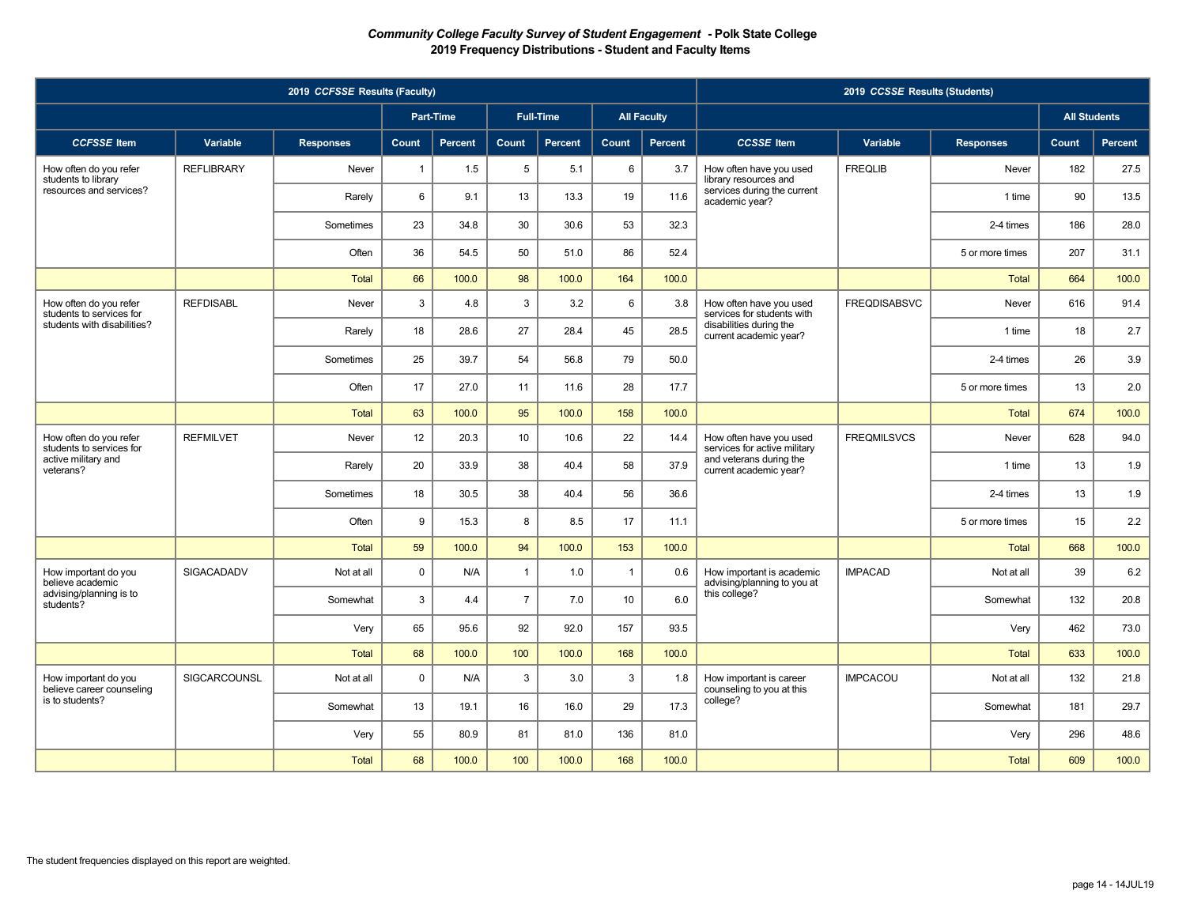### *Community College Faculty Survey of Student Engagement* - Polk State College
### 2019 Frequency Distributions - Student and Faculty Items

| 2019 *CCFSSE* Results (Faculty) | | | | | | | | | 2019 *CCSSE* Results (Students) | | | | |
|---|---|---|---|---|---|---|---|---|---|---|---|---|---|
| | | | Part-Time | | Full-Time | | All Faculty | | | | | All Students | |
| ***CCFSSE* Item** | **Variable** | **Responses** | **Count** | **Percent** | **Count** | **Percent** | **Count** | **Percent** | ***CCSSE* Item** | **Variable** | **Responses** | **Count** | **Percent** |
| How often do you refer students to library resources and services? | REFLIBRARY | Never | 1 | 1.5 | 5 | 5.1 | 6 | 3.7 | How often have you used library resources and services during the current academic year? | FREQLIB | Never | 182 | 27.5 |
| | | Rarely | 6 | 9.1 | 13 | 13.3 | 19 | 11.6 | | | 1 time | 90 | 13.5 |
| | | Sometimes | 23 | 34.8 | 30 | 30.6 | 53 | 32.3 | | | 2-4 times | 186 | 28.0 |
| | | Often | 36 | 54.5 | 50 | 51.0 | 86 | 52.4 | | | 5 or more times | 207 | 31.1 |
| | | Total | 66 | 100.0 | 98 | 100.0 | 164 | 100.0 | | | Total | 664 | 100.0 |
| How often do you refer students to services for students with disabilities? | REFDISABL | Never | 3 | 4.8 | 3 | 3.2 | 6 | 3.8 | How often have you used services for students with disabilities during the current academic year? | FREQDISABSVC | Never | 616 | 91.4 |
| | | Rarely | 18 | 28.6 | 27 | 28.4 | 45 | 28.5 | | | 1 time | 18 | 2.7 |
| | | Sometimes | 25 | 39.7 | 54 | 56.8 | 79 | 50.0 | | | 2-4 times | 26 | 3.9 |
| | | Often | 17 | 27.0 | 11 | 11.6 | 28 | 17.7 | | | 5 or more times | 13 | 2.0 |
| | | Total | 63 | 100.0 | 95 | 100.0 | 158 | 100.0 | | | Total | 674 | 100.0 |
| How often do you refer students to services for active military and veterans? | REFMILVET | Never | 12 | 20.3 | 10 | 10.6 | 22 | 14.4 | How often have you used services for active military and veterans during the current academic year? | FREQMILSVCS | Never | 628 | 94.0 |
| | | Rarely | 20 | 33.9 | 38 | 40.4 | 58 | 37.9 | | | 1 time | 13 | 1.9 |
| | | Sometimes | 18 | 30.5 | 38 | 40.4 | 56 | 36.6 | | | 2-4 times | 13 | 1.9 |
| | | Often | 9 | 15.3 | 8 | 8.5 | 17 | 11.1 | | | 5 or more times | 15 | 2.2 |
| | | Total | 59 | 100.0 | 94 | 100.0 | 153 | 100.0 | | | Total | 668 | 100.0 |
| How important do you believe academic advising/planning is to students? | SIGACADADV | Not at all | 0 | N/A | 1 | 1.0 | 1 | 0.6 | How important is academic advising/planning to you at this college? | IMPACAD | Not at all | 39 | 6.2 |
| | | Somewhat | 3 | 4.4 | 7 | 7.0 | 10 | 6.0 | | | Somewhat | 132 | 20.8 |
| | | Very | 65 | 95.6 | 92 | 92.0 | 157 | 93.5 | | | Very | 462 | 73.0 |
| | | Total | 68 | 100.0 | 100 | 100.0 | 168 | 100.0 | | | Total | 633 | 100.0 |
| How important do you believe career counseling is to students? | SIGCARCOUNSL | Not at all | 0 | N/A | 3 | 3.0 | 3 | 1.8 | How important is career counseling to you at this college? | IMPCACOU | Not at all | 132 | 21.8 |
| | | Somewhat | 13 | 19.1 | 16 | 16.0 | 29 | 17.3 | | | Somewhat | 181 | 29.7 |
| | | Very | 55 | 80.9 | 81 | 81.0 | 136 | 81.0 | | | Very | 296 | 48.6 |
| | | Total | 68 | 100.0 | 100 | 100.0 | 168 | 100.0 | | | Total | 609 | 100.0 |

The student frequencies displayed on this report are weighted.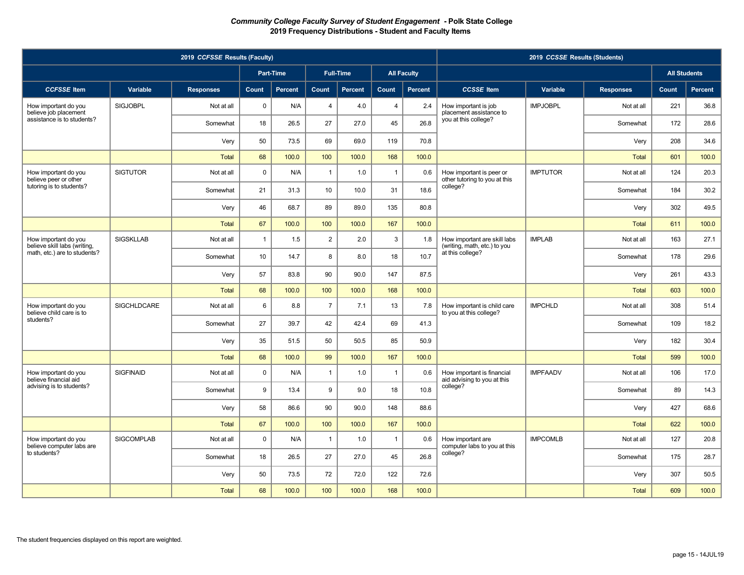***Community College Faculty Survey of Student Engagement* - Polk State College**
**2019 Frequency Distributions - Student and Faculty Items**

| 2019 *CCFSSE* Results (Faculty) | | | | | | | | | 2019 *CCSSE* Results (Students) | | | | |
|---|---|---|---|---|---|---|---|---|---|---|---|---|---|
| | | | Part-Time | | Full-Time | | All Faculty | | | | | All Students | |
| *CCFSSE* Item | Variable | Responses | Count | Percent | Count | Percent | Count | Percent | *CCSSE* Item | Variable | Responses | Count | Percent |
| How important do you believe job placement assistance is to students? | SIGJOBPL | Not at all | 0 | N/A | 4 | 4.0 | 4 | 2.4 | How important is job placement assistance to you at this college? | IMPJOBPL | Not at all | 221 | 36.8 |
| | | Somewhat | 18 | 26.5 | 27 | 27.0 | 45 | 26.8 | | | Somewhat | 172 | 28.6 |
| | | Very | 50 | 73.5 | 69 | 69.0 | 119 | 70.8 | | | Very | 208 | 34.6 |
| | | Total | 68 | 100.0 | 100 | 100.0 | 168 | 100.0 | | | Total | 601 | 100.0 |
| How important do you believe peer or other tutoring is to students? | SIGTUTOR | Not at all | 0 | N/A | 1 | 1.0 | 1 | 0.6 | How important is peer or other tutoring to you at this college? | IMPTUTOR | Not at all | 124 | 20.3 |
| | | Somewhat | 21 | 31.3 | 10 | 10.0 | 31 | 18.6 | | | Somewhat | 184 | 30.2 |
| | | Very | 46 | 68.7 | 89 | 89.0 | 135 | 80.8 | | | Very | 302 | 49.5 |
| | | Total | 67 | 100.0 | 100 | 100.0 | 167 | 100.0 | | | Total | 611 | 100.0 |
| How important do you believe skill labs (writing, math, etc.) are to students? | SIGSKLLAB | Not at all | 1 | 1.5 | 2 | 2.0 | 3 | 1.8 | How important are skill labs (writing, math, etc.) to you at this college? | IMPLAB | Not at all | 163 | 27.1 |
| | | Somewhat | 10 | 14.7 | 8 | 8.0 | 18 | 10.7 | | | Somewhat | 178 | 29.6 |
| | | Very | 57 | 83.8 | 90 | 90.0 | 147 | 87.5 | | | Very | 261 | 43.3 |
| | | Total | 68 | 100.0 | 100 | 100.0 | 168 | 100.0 | | | Total | 603 | 100.0 |
| How important do you believe child care is to students? | SIGCHLDCARE | Not at all | 6 | 8.8 | 7 | 7.1 | 13 | 7.8 | How important is child care to you at this college? | IMPCHLD | Not at all | 308 | 51.4 |
| | | Somewhat | 27 | 39.7 | 42 | 42.4 | 69 | 41.3 | | | Somewhat | 109 | 18.2 |
| | | Very | 35 | 51.5 | 50 | 50.5 | 85 | 50.9 | | | Very | 182 | 30.4 |
| | | Total | 68 | 100.0 | 99 | 100.0 | 167 | 100.0 | | | Total | 599 | 100.0 |
| How important do you believe financial aid advising is to students? | SIGFINAID | Not at all | 0 | N/A | 1 | 1.0 | 1 | 0.6 | How important is financial aid advising to you at this college? | IMPFAADV | Not at all | 106 | 17.0 |
| | | Somewhat | 9 | 13.4 | 9 | 9.0 | 18 | 10.8 | | | Somewhat | 89 | 14.3 |
| | | Very | 58 | 86.6 | 90 | 90.0 | 148 | 88.6 | | | Very | 427 | 68.6 |
| | | Total | 67 | 100.0 | 100 | 100.0 | 167 | 100.0 | | | Total | 622 | 100.0 |
| How important do you believe computer labs are to students? | SIGCOMPLAB | Not at all | 0 | N/A | 1 | 1.0 | 1 | 0.6 | How important are computer labs to you at this college? | IMPCOMLB | Not at all | 127 | 20.8 |
| | | Somewhat | 18 | 26.5 | 27 | 27.0 | 45 | 26.8 | | | Somewhat | 175 | 28.7 |
| | | Very | 50 | 73.5 | 72 | 72.0 | 122 | 72.6 | | | Very | 307 | 50.5 |
| | | Total | 68 | 100.0 | 100 | 100.0 | 168 | 100.0 | | | Total | 609 | 100.0 |

The student frequencies displayed on this report are weighted.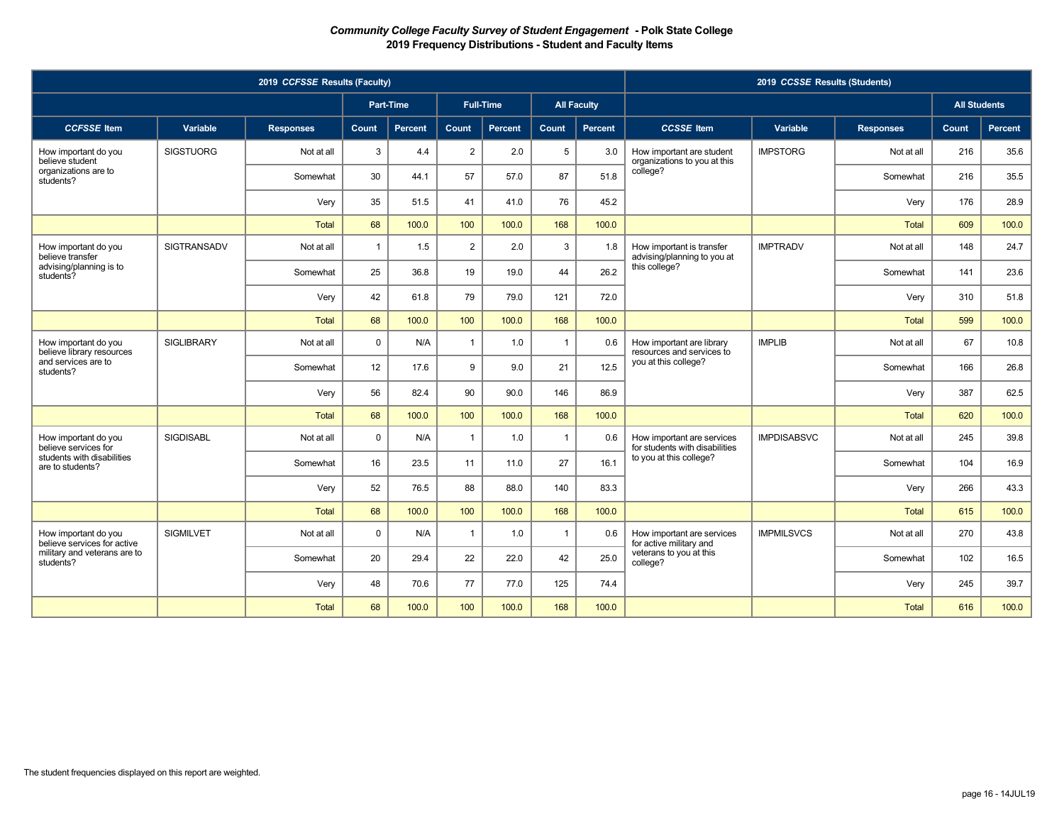**_Community College Faculty Survey of Student Engagement_ - Polk State College**
**2019 Frequency Distributions - Student and Faculty Items**

| 2019 *CCFSSE* Results (Faculty) | | | | | | | | | 2019 *CCSSE* Results (Students) | | | | |
|---|---|---|---|---|---|---|---|---|---|---|---|---|---|
| | | | Part-Time | | Full-Time | | All Faculty | | | | | All Students | |
| *CCFSSE* Item | Variable | Responses | Count | Percent | Count | Percent | Count | Percent | *CCSSE* Item | Variable | Responses | Count | Percent |
| How important do you believe student organizations are to students? | SIGSTUORG | Not at all | 3 | 4.4 | 2 | 2.0 | 5 | 3.0 | How important are student organizations to you at this college? | IMPSTORG | Not at all | 216 | 35.6 |
| | | Somewhat | 30 | 44.1 | 57 | 57.0 | 87 | 51.8 | | | Somewhat | 216 | 35.5 |
| | | Very | 35 | 51.5 | 41 | 41.0 | 76 | 45.2 | | | Very | 176 | 28.9 |
| | | Total | 68 | 100.0 | 100 | 100.0 | 168 | 100.0 | | | Total | 609 | 100.0 |
| How important do you believe transfer advising/planning is to students? | SIGTRANSADV | Not at all | 1 | 1.5 | 2 | 2.0 | 3 | 1.8 | How important is transfer advising/planning to you at this college? | IMPTRADV | Not at all | 148 | 24.7 |
| | | Somewhat | 25 | 36.8 | 19 | 19.0 | 44 | 26.2 | | | Somewhat | 141 | 23.6 |
| | | Very | 42 | 61.8 | 79 | 79.0 | 121 | 72.0 | | | Very | 310 | 51.8 |
| | | Total | 68 | 100.0 | 100 | 100.0 | 168 | 100.0 | | | Total | 599 | 100.0 |
| How important do you believe library resources and services are to students? | SIGLIBRARY | Not at all | 0 | N/A | 1 | 1.0 | 1 | 0.6 | How important are library resources and services to you at this college? | IMPLIB | Not at all | 67 | 10.8 |
| | | Somewhat | 12 | 17.6 | 9 | 9.0 | 21 | 12.5 | | | Somewhat | 166 | 26.8 |
| | | Very | 56 | 82.4 | 90 | 90.0 | 146 | 86.9 | | | Very | 387 | 62.5 |
| | | Total | 68 | 100.0 | 100 | 100.0 | 168 | 100.0 | | | Total | 620 | 100.0 |
| How important do you believe services for students with disabilities are to students? | SIGDISABL | Not at all | 0 | N/A | 1 | 1.0 | 1 | 0.6 | How important are services for students with disabilities to you at this college? | IMPDISABSVC | Not at all | 245 | 39.8 |
| | | Somewhat | 16 | 23.5 | 11 | 11.0 | 27 | 16.1 | | | Somewhat | 104 | 16.9 |
| | | Very | 52 | 76.5 | 88 | 88.0 | 140 | 83.3 | | | Very | 266 | 43.3 |
| | | Total | 68 | 100.0 | 100 | 100.0 | 168 | 100.0 | | | Total | 615 | 100.0 |
| How important do you believe services for active military and veterans are to students? | SIGMILVET | Not at all | 0 | N/A | 1 | 1.0 | 1 | 0.6 | How important are services for active military and veterans to you at this college? | IMPMILSVCS | Not at all | 270 | 43.8 |
| | | Somewhat | 20 | 29.4 | 22 | 22.0 | 42 | 25.0 | | | Somewhat | 102 | 16.5 |
| | | Very | 48 | 70.6 | 77 | 77.0 | 125 | 74.4 | | | Very | 245 | 39.7 |
| | | Total | 68 | 100.0 | 100 | 100.0 | 168 | 100.0 | | | Total | 616 | 100.0 |

The student frequencies displayed on this report are weighted.